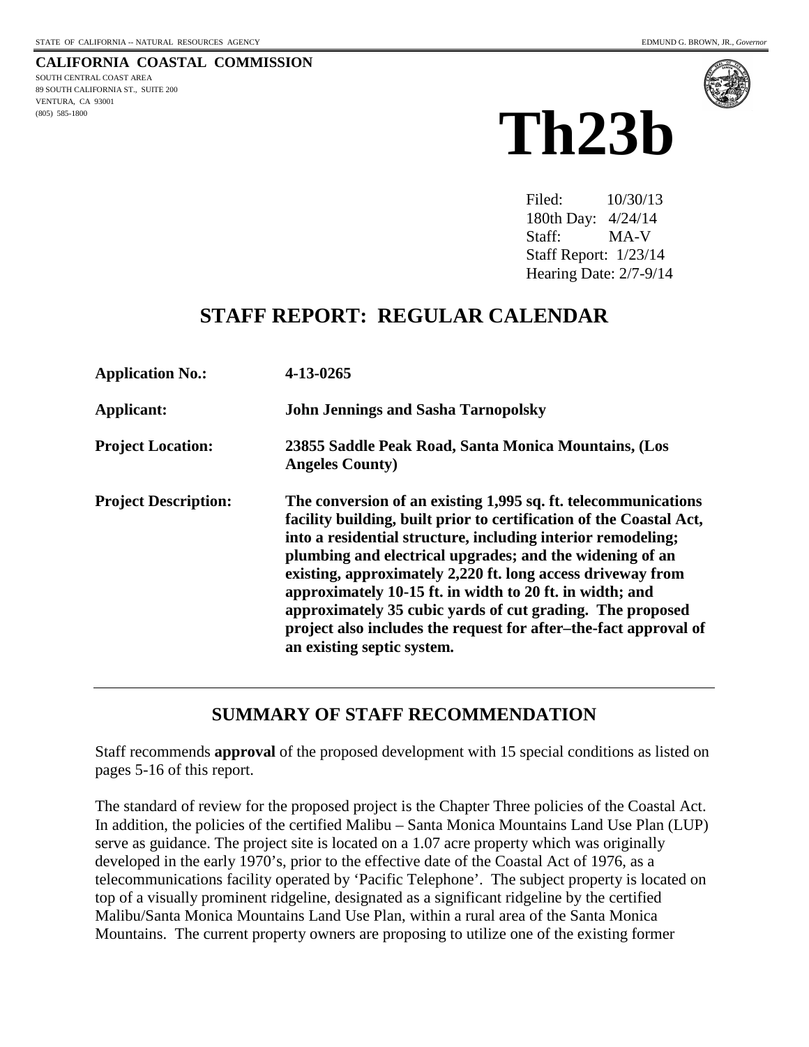STATE OF CALIFORNIA -- NATURAL RESOURCES AGENCY EDMUND G. BROWN, JR., *Governor*

**CALIFORNIA COASTAL COMMISSION**
SOUTH CENTRAL COAST AREA
89 SOUTH CALIFORNIA ST., SUITE 200
VENTURA, CA 93001
(805) 585-1800

# Th23b

Filed: 10/30/13
180th Day: 4/24/14
Staff: MA-V
Staff Report: 1/23/14
Hearing Date: 2/7-9/14

## STAFF REPORT: REGULAR CALENDAR

**Application No.:** **4-13-0265**

**Applicant:** **John Jennings and Sasha Tarnopolsky**

**Project Location:** **23855 Saddle Peak Road, Santa Monica Mountains, (Los Angeles County)**

**Project Description:** **The conversion of an existing 1,995 sq. ft. telecommunications facility building, built prior to certification of the Coastal Act, into a residential structure, including interior remodeling; plumbing and electrical upgrades; and the widening of an existing, approximately 2,220 ft. long access driveway from approximately 10-15 ft. in width to 20 ft. in width; and approximately 35 cubic yards of cut grading. The proposed project also includes the request for after–the-fact approval of an existing septic system.**

---

## SUMMARY OF STAFF RECOMMENDATION

Staff recommends **approval** of the proposed development with 15 special conditions as listed on pages 5-16 of this report.

The standard of review for the proposed project is the Chapter Three policies of the Coastal Act. In addition, the policies of the certified Malibu – Santa Monica Mountains Land Use Plan (LUP) serve as guidance. The project site is located on a 1.07 acre property which was originally developed in the early 1970's, prior to the effective date of the Coastal Act of 1976, as a telecommunications facility operated by 'Pacific Telephone'. The subject property is located on top of a visually prominent ridgeline, designated as a significant ridgeline by the certified Malibu/Santa Monica Mountains Land Use Plan, within a rural area of the Santa Monica Mountains. The current property owners are proposing to utilize one of the existing former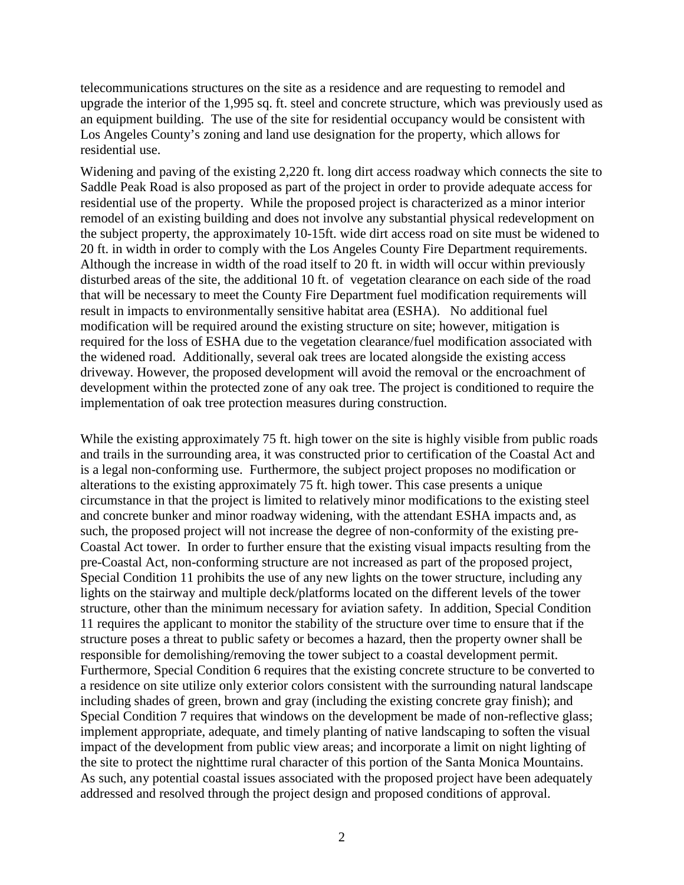telecommunications structures on the site as a residence and are requesting to remodel and upgrade the interior of the 1,995 sq. ft. steel and concrete structure, which was previously used as an equipment building. The use of the site for residential occupancy would be consistent with Los Angeles County's zoning and land use designation for the property, which allows for residential use.

Widening and paving of the existing 2,220 ft. long dirt access roadway which connects the site to Saddle Peak Road is also proposed as part of the project in order to provide adequate access for residential use of the property. While the proposed project is characterized as a minor interior remodel of an existing building and does not involve any substantial physical redevelopment on the subject property, the approximately 10-15ft. wide dirt access road on site must be widened to 20 ft. in width in order to comply with the Los Angeles County Fire Department requirements. Although the increase in width of the road itself to 20 ft. in width will occur within previously disturbed areas of the site, the additional 10 ft. of vegetation clearance on each side of the road that will be necessary to meet the County Fire Department fuel modification requirements will result in impacts to environmentally sensitive habitat area (ESHA). No additional fuel modification will be required around the existing structure on site; however, mitigation is required for the loss of ESHA due to the vegetation clearance/fuel modification associated with the widened road. Additionally, several oak trees are located alongside the existing access driveway. However, the proposed development will avoid the removal or the encroachment of development within the protected zone of any oak tree. The project is conditioned to require the implementation of oak tree protection measures during construction.

While the existing approximately 75 ft. high tower on the site is highly visible from public roads and trails in the surrounding area, it was constructed prior to certification of the Coastal Act and is a legal non-conforming use. Furthermore, the subject project proposes no modification or alterations to the existing approximately 75 ft. high tower. This case presents a unique circumstance in that the project is limited to relatively minor modifications to the existing steel and concrete bunker and minor roadway widening, with the attendant ESHA impacts and, as such, the proposed project will not increase the degree of non-conformity of the existing pre-Coastal Act tower. In order to further ensure that the existing visual impacts resulting from the pre-Coastal Act, non-conforming structure are not increased as part of the proposed project, Special Condition 11 prohibits the use of any new lights on the tower structure, including any lights on the stairway and multiple deck/platforms located on the different levels of the tower structure, other than the minimum necessary for aviation safety. In addition, Special Condition 11 requires the applicant to monitor the stability of the structure over time to ensure that if the structure poses a threat to public safety or becomes a hazard, then the property owner shall be responsible for demolishing/removing the tower subject to a coastal development permit. Furthermore, Special Condition 6 requires that the existing concrete structure to be converted to a residence on site utilize only exterior colors consistent with the surrounding natural landscape including shades of green, brown and gray (including the existing concrete gray finish); and Special Condition 7 requires that windows on the development be made of non-reflective glass; implement appropriate, adequate, and timely planting of native landscaping to soften the visual impact of the development from public view areas; and incorporate a limit on night lighting of the site to protect the nighttime rural character of this portion of the Santa Monica Mountains. As such, any potential coastal issues associated with the proposed project have been adequately addressed and resolved through the project design and proposed conditions of approval.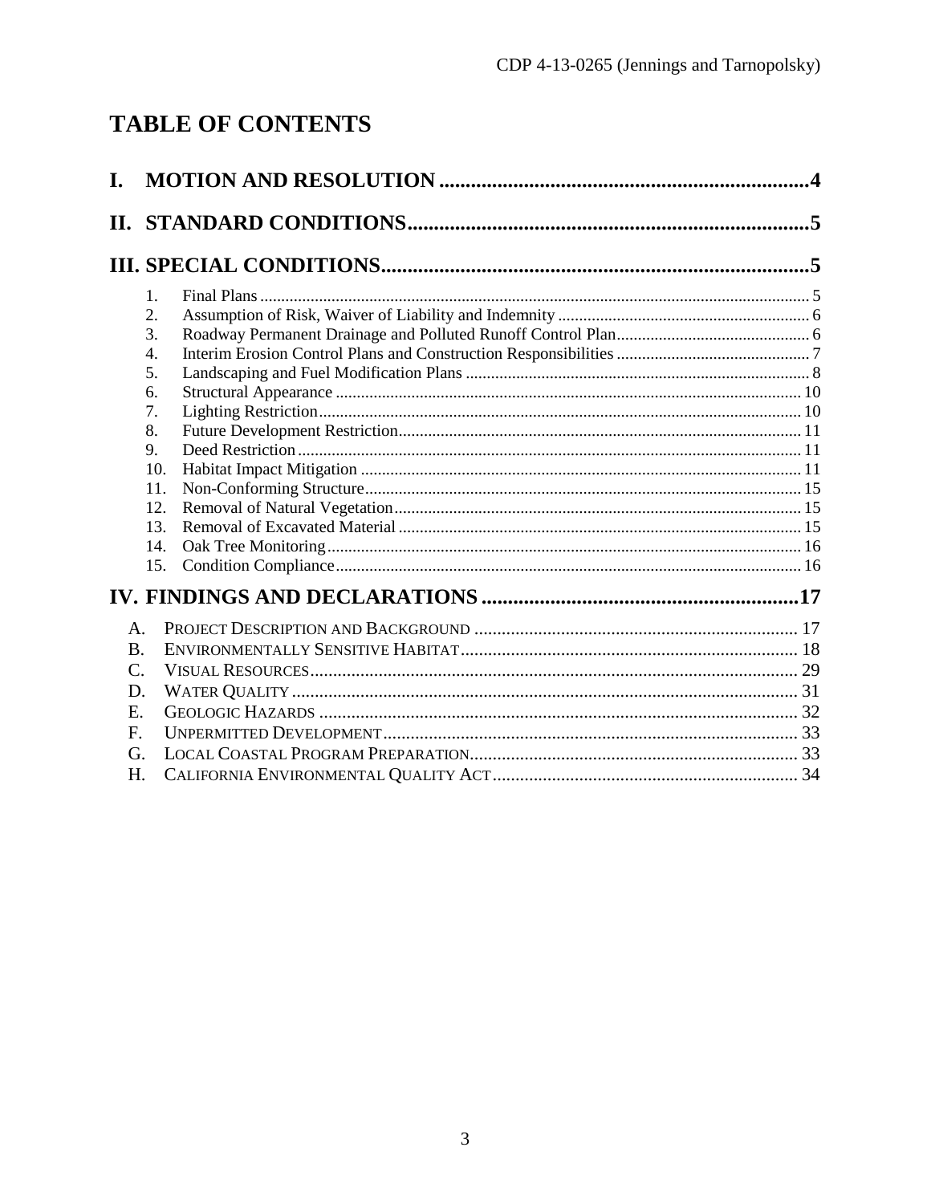# TABLE OF CONTENTS

**I. MOTION AND RESOLUTION .......................................................................4**

**II. STANDARD CONDITIONS...........................................................................5**

**III. SPECIAL CONDITIONS................................................................................5**

1. Final Plans .......................................................................................................... 5
2. Assumption of Risk, Waiver of Liability and Indemnity .......................................... 6
3. Roadway Permanent Drainage and Polluted Runoff Control Plan........................... 6
4. Interim Erosion Control Plans and Construction Responsibilities ............................ 7
5. Landscaping and Fuel Modification Plans .............................................................. 8
6. Structural Appearance ........................................................................................... 10
7. Lighting Restriction............................................................................................... 10
8. Future Development Restriction............................................................................. 11
9. Deed Restriction .................................................................................................... 11
10. Habitat Impact Mitigation ..................................................................................... 11
11. Non-Conforming Structure..................................................................................... 15
12. Removal of Natural Vegetation.............................................................................. 15
13. Removal of Excavated Material ............................................................................. 15
14. Oak Tree Monitoring.............................................................................................. 16
15. Condition Compliance............................................................................................ 16

**IV. FINDINGS AND DECLARATIONS ..........................................................17**

A. PROJECT DESCRIPTION AND BACKGROUND ..................................................... 17
B. ENVIRONMENTALLY SENSITIVE HABITAT......................................................... 18
C. VISUAL RESOURCES.......................................................................................... 29
D. WATER QUALITY .............................................................................................. 31
E. GEOLOGIC HAZARDS ......................................................................................... 32
F. UNPERMITTED DEVELOPMENT........................................................................... 33
G. LOCAL COASTAL PROGRAM PREPARATION....................................................... 33
H. CALIFORNIA ENVIRONMENTAL QUALITY ACT.................................................. 34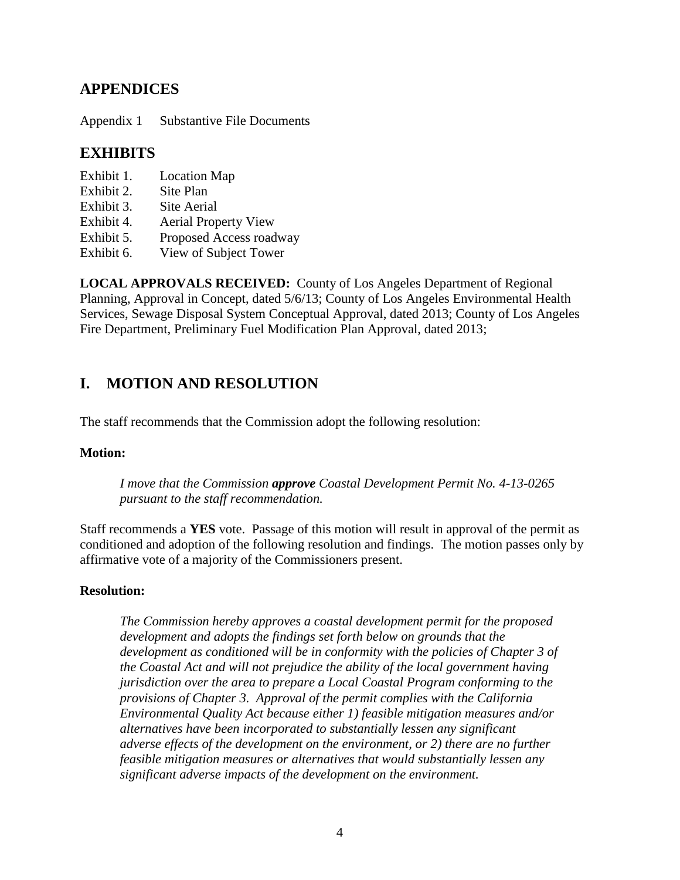## APPENDICES

Appendix 1 Substantive File Documents

## EXHIBITS

Exhibit 1. Location Map
Exhibit 2. Site Plan
Exhibit 3. Site Aerial
Exhibit 4. Aerial Property View
Exhibit 5. Proposed Access roadway
Exhibit 6. View of Subject Tower

**LOCAL APPROVALS RECEIVED:** County of Los Angeles Department of Regional Planning, Approval in Concept, dated 5/6/13; County of Los Angeles Environmental Health Services, Sewage Disposal System Conceptual Approval, dated 2013; County of Los Angeles Fire Department, Preliminary Fuel Modification Plan Approval, dated 2013;

## I. MOTION AND RESOLUTION

The staff recommends that the Commission adopt the following resolution:

**Motion:**

> *I move that the Commission* ***approve*** *Coastal Development Permit No. 4-13-0265 pursuant to the staff recommendation.*

Staff recommends a **YES** vote. Passage of this motion will result in approval of the permit as conditioned and adoption of the following resolution and findings. The motion passes only by affirmative vote of a majority of the Commissioners present.

**Resolution:**

> *The Commission hereby approves a coastal development permit for the proposed development and adopts the findings set forth below on grounds that the development as conditioned will be in conformity with the policies of Chapter 3 of the Coastal Act and will not prejudice the ability of the local government having jurisdiction over the area to prepare a Local Coastal Program conforming to the provisions of Chapter 3. Approval of the permit complies with the California Environmental Quality Act because either 1) feasible mitigation measures and/or alternatives have been incorporated to substantially lessen any significant adverse effects of the development on the environment, or 2) there are no further feasible mitigation measures or alternatives that would substantially lessen any significant adverse impacts of the development on the environment.*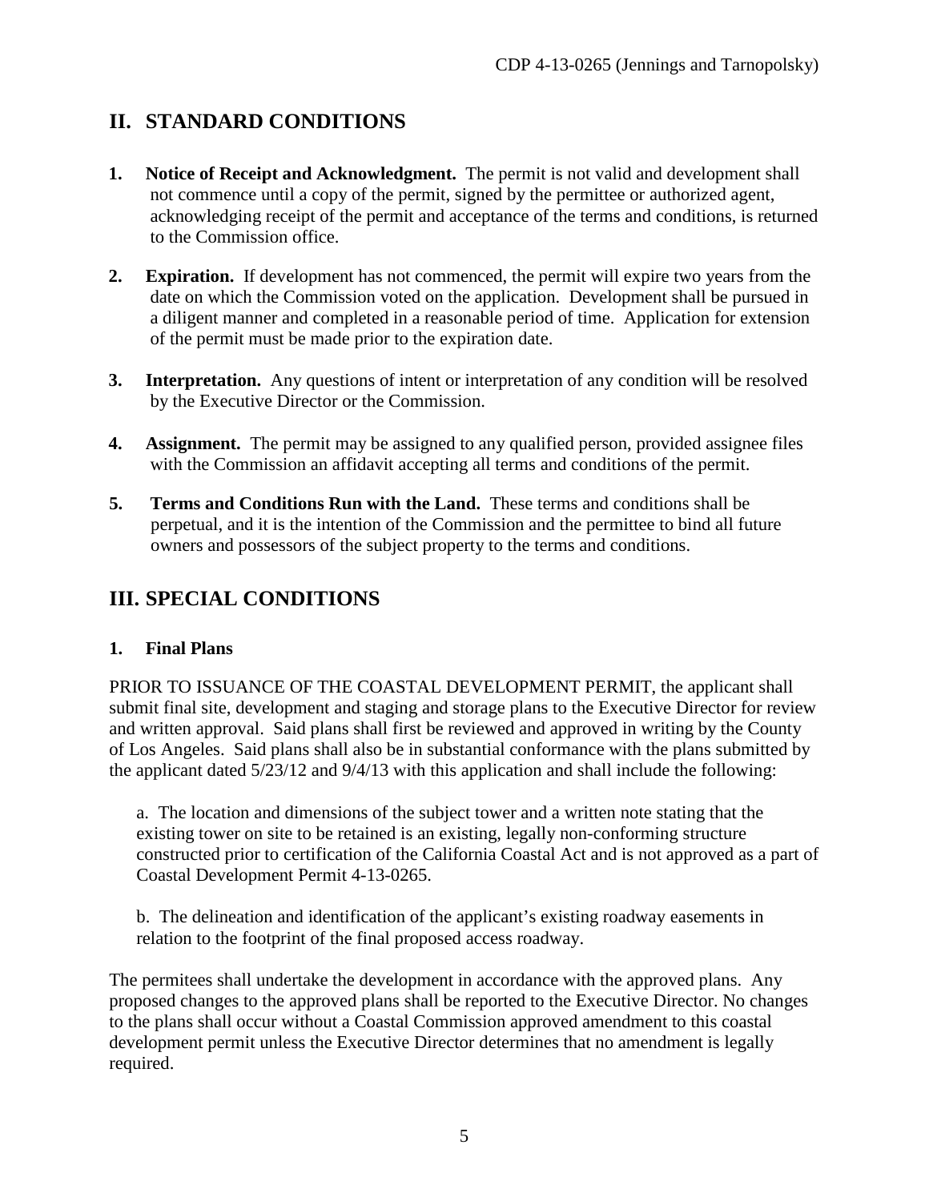## II. STANDARD CONDITIONS

1. **Notice of Receipt and Acknowledgment.** The permit is not valid and development shall not commence until a copy of the permit, signed by the permittee or authorized agent, acknowledging receipt of the permit and acceptance of the terms and conditions, is returned to the Commission office.

2. **Expiration.** If development has not commenced, the permit will expire two years from the date on which the Commission voted on the application. Development shall be pursued in a diligent manner and completed in a reasonable period of time. Application for extension of the permit must be made prior to the expiration date.

3. **Interpretation.** Any questions of intent or interpretation of any condition will be resolved by the Executive Director or the Commission.

4. **Assignment.** The permit may be assigned to any qualified person, provided assignee files with the Commission an affidavit accepting all terms and conditions of the permit.

5. **Terms and Conditions Run with the Land.** These terms and conditions shall be perpetual, and it is the intention of the Commission and the permittee to bind all future owners and possessors of the subject property to the terms and conditions.

## III. SPECIAL CONDITIONS

### 1. Final Plans

PRIOR TO ISSUANCE OF THE COASTAL DEVELOPMENT PERMIT, the applicant shall submit final site, development and staging and storage plans to the Executive Director for review and written approval. Said plans shall first be reviewed and approved in writing by the County of Los Angeles. Said plans shall also be in substantial conformance with the plans submitted by the applicant dated 5/23/12 and 9/4/13 with this application and shall include the following:

a. The location and dimensions of the subject tower and a written note stating that the existing tower on site to be retained is an existing, legally non-conforming structure constructed prior to certification of the California Coastal Act and is not approved as a part of Coastal Development Permit 4-13-0265.

b. The delineation and identification of the applicant's existing roadway easements in relation to the footprint of the final proposed access roadway.

The permitees shall undertake the development in accordance with the approved plans. Any proposed changes to the approved plans shall be reported to the Executive Director. No changes to the plans shall occur without a Coastal Commission approved amendment to this coastal development permit unless the Executive Director determines that no amendment is legally required.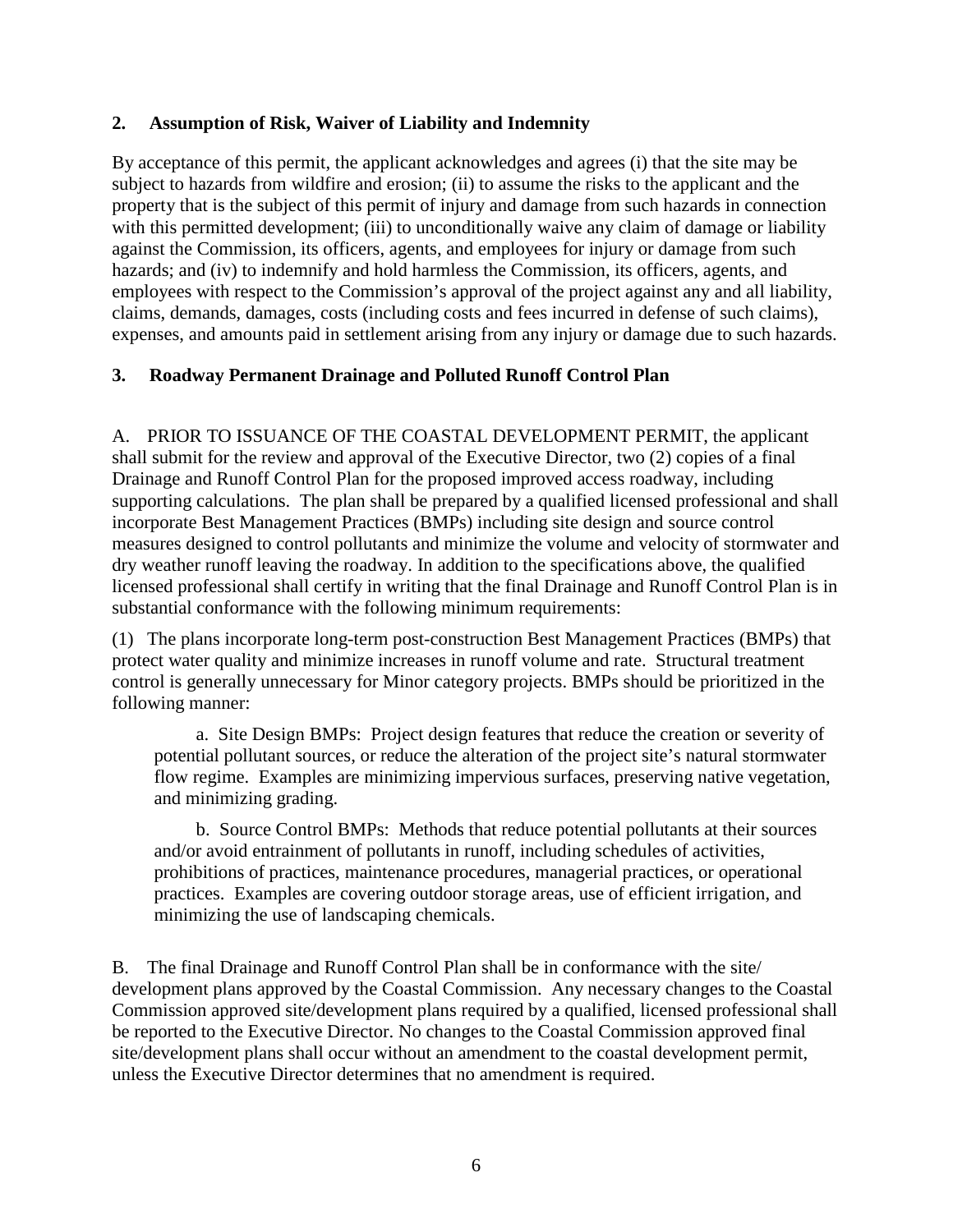## 2. Assumption of Risk, Waiver of Liability and Indemnity

By acceptance of this permit, the applicant acknowledges and agrees (i) that the site may be subject to hazards from wildfire and erosion; (ii) to assume the risks to the applicant and the property that is the subject of this permit of injury and damage from such hazards in connection with this permitted development; (iii) to unconditionally waive any claim of damage or liability against the Commission, its officers, agents, and employees for injury or damage from such hazards; and (iv) to indemnify and hold harmless the Commission, its officers, agents, and employees with respect to the Commission's approval of the project against any and all liability, claims, demands, damages, costs (including costs and fees incurred in defense of such claims), expenses, and amounts paid in settlement arising from any injury or damage due to such hazards.

## 3. Roadway Permanent Drainage and Polluted Runoff Control Plan

A. PRIOR TO ISSUANCE OF THE COASTAL DEVELOPMENT PERMIT, the applicant shall submit for the review and approval of the Executive Director, two (2) copies of a final Drainage and Runoff Control Plan for the proposed improved access roadway, including supporting calculations. The plan shall be prepared by a qualified licensed professional and shall incorporate Best Management Practices (BMPs) including site design and source control measures designed to control pollutants and minimize the volume and velocity of stormwater and dry weather runoff leaving the roadway. In addition to the specifications above, the qualified licensed professional shall certify in writing that the final Drainage and Runoff Control Plan is in substantial conformance with the following minimum requirements:

(1) The plans incorporate long-term post-construction Best Management Practices (BMPs) that protect water quality and minimize increases in runoff volume and rate. Structural treatment control is generally unnecessary for Minor category projects. BMPs should be prioritized in the following manner:

a. Site Design BMPs: Project design features that reduce the creation or severity of potential pollutant sources, or reduce the alteration of the project site's natural stormwater flow regime. Examples are minimizing impervious surfaces, preserving native vegetation, and minimizing grading.

b. Source Control BMPs: Methods that reduce potential pollutants at their sources and/or avoid entrainment of pollutants in runoff, including schedules of activities, prohibitions of practices, maintenance procedures, managerial practices, or operational practices. Examples are covering outdoor storage areas, use of efficient irrigation, and minimizing the use of landscaping chemicals.

B. The final Drainage and Runoff Control Plan shall be in conformance with the site/ development plans approved by the Coastal Commission. Any necessary changes to the Coastal Commission approved site/development plans required by a qualified, licensed professional shall be reported to the Executive Director. No changes to the Coastal Commission approved final site/development plans shall occur without an amendment to the coastal development permit, unless the Executive Director determines that no amendment is required.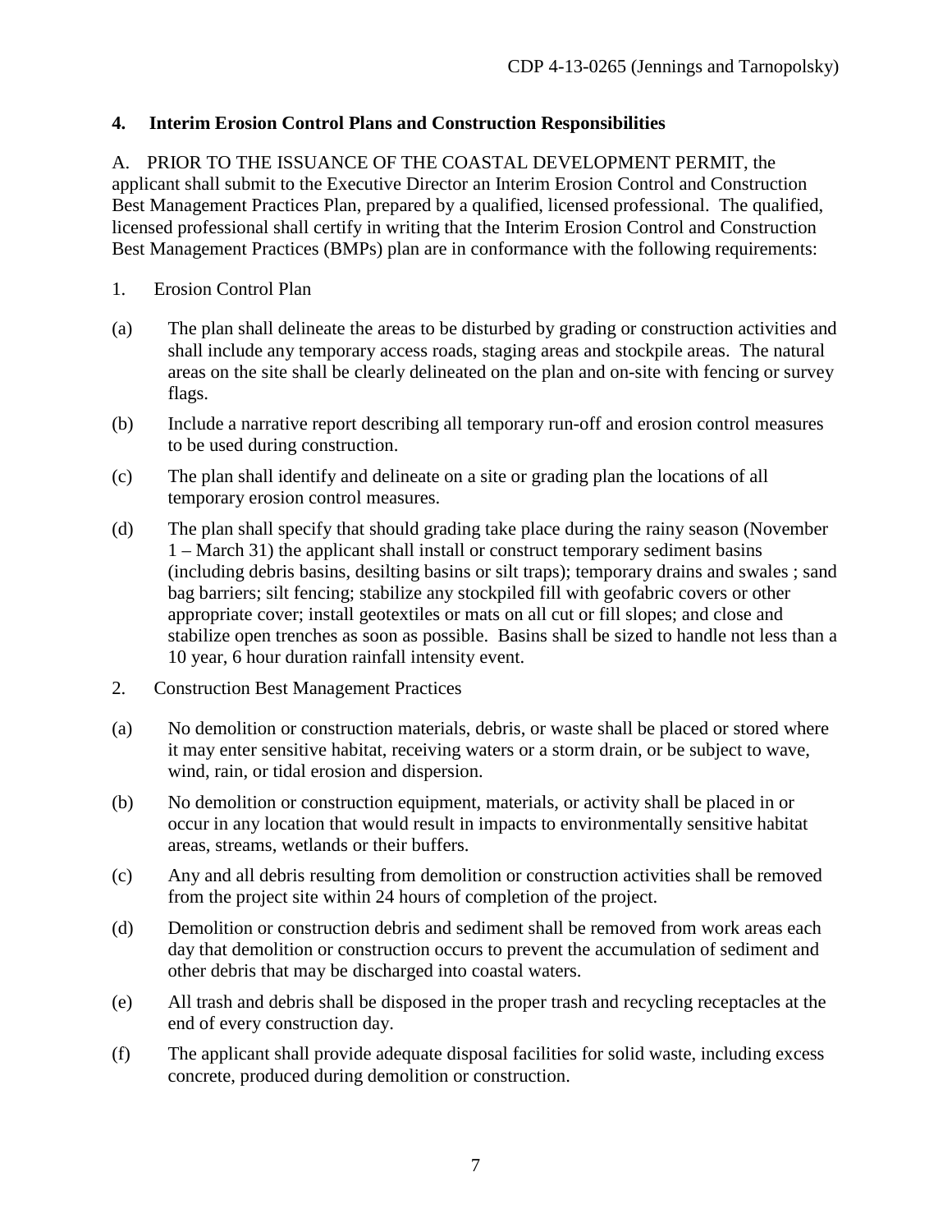**4. Interim Erosion Control Plans and Construction Responsibilities**

A. PRIOR TO THE ISSUANCE OF THE COASTAL DEVELOPMENT PERMIT, the applicant shall submit to the Executive Director an Interim Erosion Control and Construction Best Management Practices Plan, prepared by a qualified, licensed professional. The qualified, licensed professional shall certify in writing that the Interim Erosion Control and Construction Best Management Practices (BMPs) plan are in conformance with the following requirements:

1. Erosion Control Plan

(a) The plan shall delineate the areas to be disturbed by grading or construction activities and shall include any temporary access roads, staging areas and stockpile areas. The natural areas on the site shall be clearly delineated on the plan and on-site with fencing or survey flags.

(b) Include a narrative report describing all temporary run-off and erosion control measures to be used during construction.

(c) The plan shall identify and delineate on a site or grading plan the locations of all temporary erosion control measures.

(d) The plan shall specify that should grading take place during the rainy season (November 1 – March 31) the applicant shall install or construct temporary sediment basins (including debris basins, desilting basins or silt traps); temporary drains and swales ; sand bag barriers; silt fencing; stabilize any stockpiled fill with geofabric covers or other appropriate cover; install geotextiles or mats on all cut or fill slopes; and close and stabilize open trenches as soon as possible. Basins shall be sized to handle not less than a 10 year, 6 hour duration rainfall intensity event.

2. Construction Best Management Practices

(a) No demolition or construction materials, debris, or waste shall be placed or stored where it may enter sensitive habitat, receiving waters or a storm drain, or be subject to wave, wind, rain, or tidal erosion and dispersion.

(b) No demolition or construction equipment, materials, or activity shall be placed in or occur in any location that would result in impacts to environmentally sensitive habitat areas, streams, wetlands or their buffers.

(c) Any and all debris resulting from demolition or construction activities shall be removed from the project site within 24 hours of completion of the project.

(d) Demolition or construction debris and sediment shall be removed from work areas each day that demolition or construction occurs to prevent the accumulation of sediment and other debris that may be discharged into coastal waters.

(e) All trash and debris shall be disposed in the proper trash and recycling receptacles at the end of every construction day.

(f) The applicant shall provide adequate disposal facilities for solid waste, including excess concrete, produced during demolition or construction.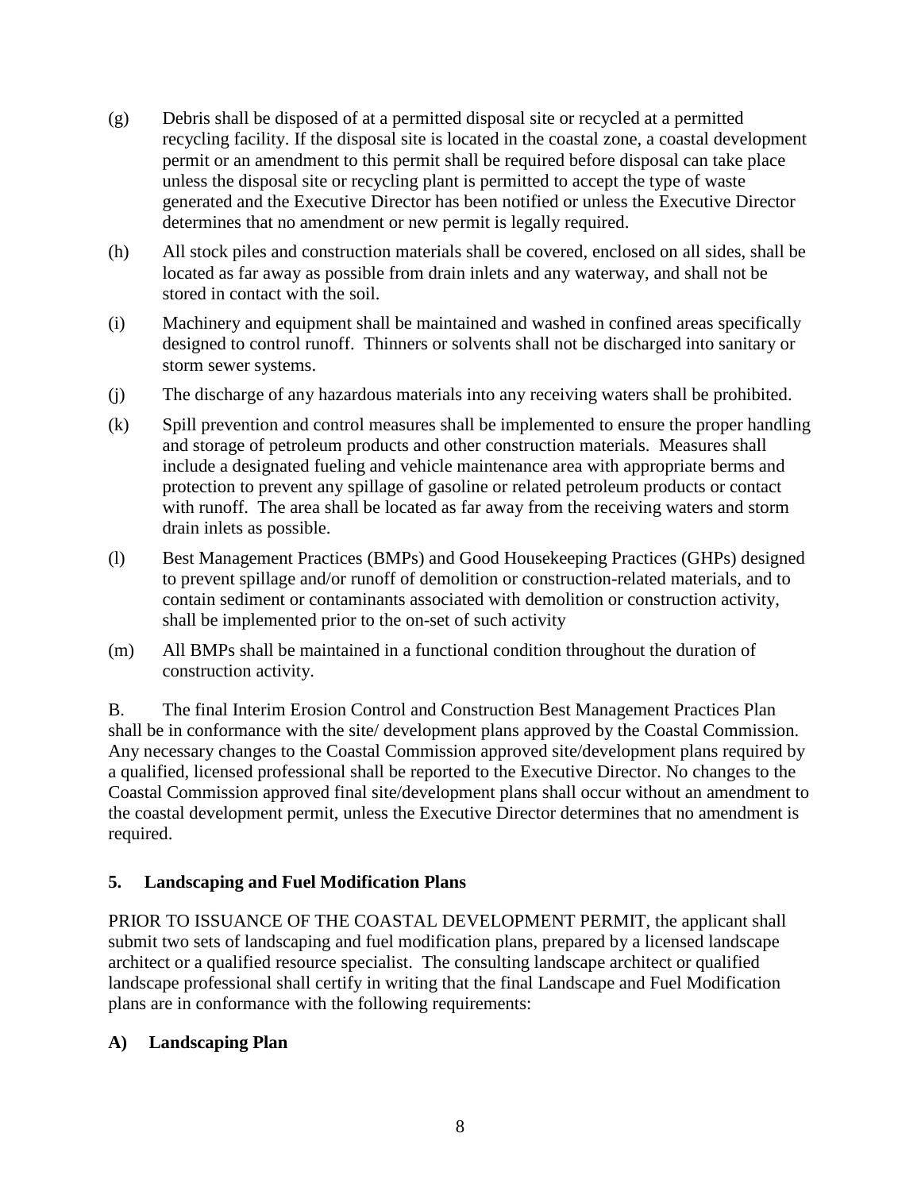(g) Debris shall be disposed of at a permitted disposal site or recycled at a permitted recycling facility. If the disposal site is located in the coastal zone, a coastal development permit or an amendment to this permit shall be required before disposal can take place unless the disposal site or recycling plant is permitted to accept the type of waste generated and the Executive Director has been notified or unless the Executive Director determines that no amendment or new permit is legally required.

(h) All stock piles and construction materials shall be covered, enclosed on all sides, shall be located as far away as possible from drain inlets and any waterway, and shall not be stored in contact with the soil.

(i) Machinery and equipment shall be maintained and washed in confined areas specifically designed to control runoff. Thinners or solvents shall not be discharged into sanitary or storm sewer systems.

(j) The discharge of any hazardous materials into any receiving waters shall be prohibited.

(k) Spill prevention and control measures shall be implemented to ensure the proper handling and storage of petroleum products and other construction materials. Measures shall include a designated fueling and vehicle maintenance area with appropriate berms and protection to prevent any spillage of gasoline or related petroleum products or contact with runoff. The area shall be located as far away from the receiving waters and storm drain inlets as possible.

(l) Best Management Practices (BMPs) and Good Housekeeping Practices (GHPs) designed to prevent spillage and/or runoff of demolition or construction-related materials, and to contain sediment or contaminants associated with demolition or construction activity, shall be implemented prior to the on-set of such activity

(m) All BMPs shall be maintained in a functional condition throughout the duration of construction activity.

B. The final Interim Erosion Control and Construction Best Management Practices Plan shall be in conformance with the site/ development plans approved by the Coastal Commission. Any necessary changes to the Coastal Commission approved site/development plans required by a qualified, licensed professional shall be reported to the Executive Director. No changes to the Coastal Commission approved final site/development plans shall occur without an amendment to the coastal development permit, unless the Executive Director determines that no amendment is required.

**5. Landscaping and Fuel Modification Plans**

PRIOR TO ISSUANCE OF THE COASTAL DEVELOPMENT PERMIT, the applicant shall submit two sets of landscaping and fuel modification plans, prepared by a licensed landscape architect or a qualified resource specialist. The consulting landscape architect or qualified landscape professional shall certify in writing that the final Landscape and Fuel Modification plans are in conformance with the following requirements:

**A) Landscaping Plan**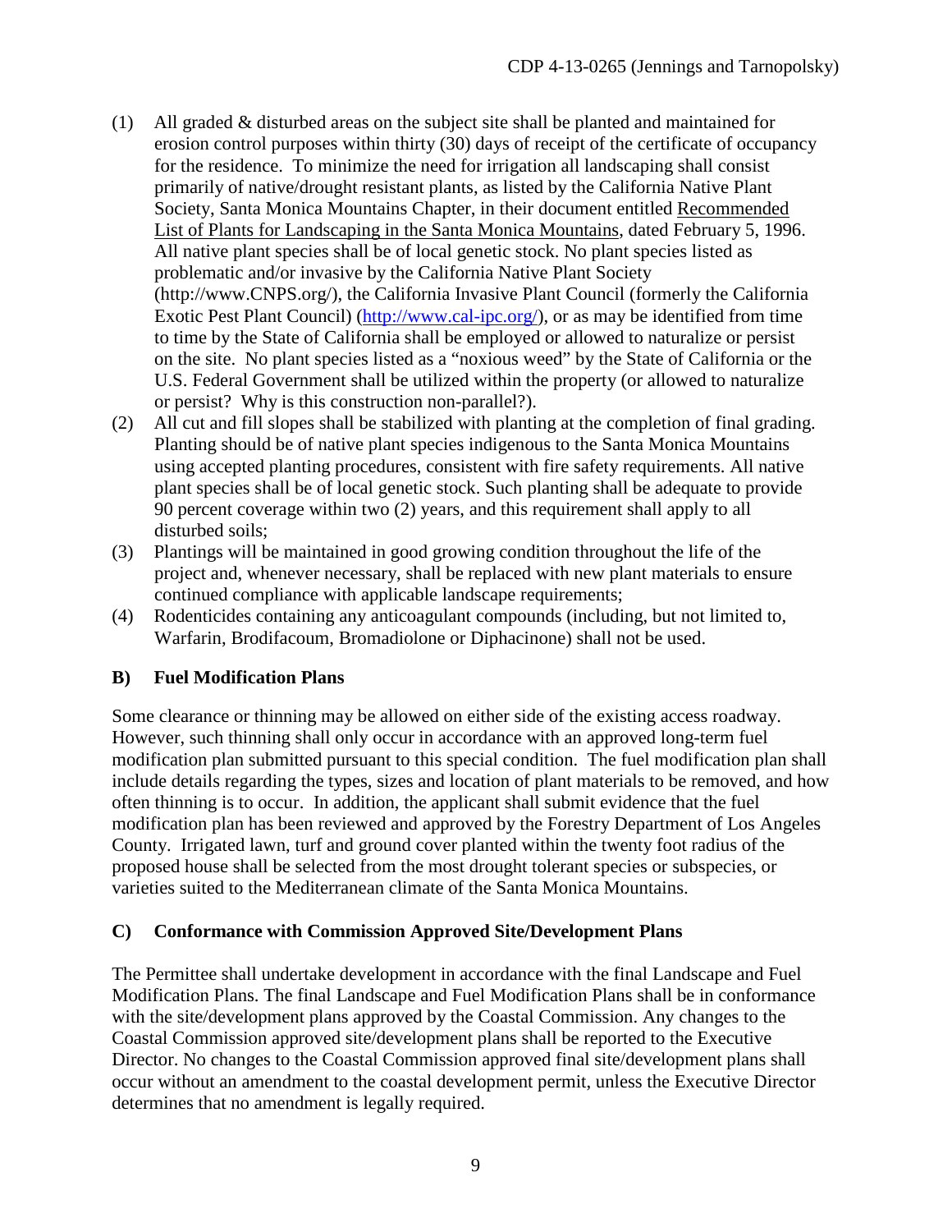(1) All graded & disturbed areas on the subject site shall be planted and maintained for erosion control purposes within thirty (30) days of receipt of the certificate of occupancy for the residence. To minimize the need for irrigation all landscaping shall consist primarily of native/drought resistant plants, as listed by the California Native Plant Society, Santa Monica Mountains Chapter, in their document entitled Recommended List of Plants for Landscaping in the Santa Monica Mountains, dated February 5, 1996. All native plant species shall be of local genetic stock. No plant species listed as problematic and/or invasive by the California Native Plant Society (http://www.CNPS.org/), the California Invasive Plant Council (formerly the California Exotic Pest Plant Council) (http://www.cal-ipc.org/), or as may be identified from time to time by the State of California shall be employed or allowed to naturalize or persist on the site. No plant species listed as a "noxious weed" by the State of California or the U.S. Federal Government shall be utilized within the property (or allowed to naturalize or persist? Why is this construction non-parallel?).

(2) All cut and fill slopes shall be stabilized with planting at the completion of final grading. Planting should be of native plant species indigenous to the Santa Monica Mountains using accepted planting procedures, consistent with fire safety requirements. All native plant species shall be of local genetic stock. Such planting shall be adequate to provide 90 percent coverage within two (2) years, and this requirement shall apply to all disturbed soils;

(3) Plantings will be maintained in good growing condition throughout the life of the project and, whenever necessary, shall be replaced with new plant materials to ensure continued compliance with applicable landscape requirements;

(4) Rodenticides containing any anticoagulant compounds (including, but not limited to, Warfarin, Brodifacoum, Bromadiolone or Diphacinone) shall not be used.

### B) Fuel Modification Plans

Some clearance or thinning may be allowed on either side of the existing access roadway. However, such thinning shall only occur in accordance with an approved long-term fuel modification plan submitted pursuant to this special condition. The fuel modification plan shall include details regarding the types, sizes and location of plant materials to be removed, and how often thinning is to occur. In addition, the applicant shall submit evidence that the fuel modification plan has been reviewed and approved by the Forestry Department of Los Angeles County. Irrigated lawn, turf and ground cover planted within the twenty foot radius of the proposed house shall be selected from the most drought tolerant species or subspecies, or varieties suited to the Mediterranean climate of the Santa Monica Mountains.

### C) Conformance with Commission Approved Site/Development Plans

The Permittee shall undertake development in accordance with the final Landscape and Fuel Modification Plans. The final Landscape and Fuel Modification Plans shall be in conformance with the site/development plans approved by the Coastal Commission. Any changes to the Coastal Commission approved site/development plans shall be reported to the Executive Director. No changes to the Coastal Commission approved final site/development plans shall occur without an amendment to the coastal development permit, unless the Executive Director determines that no amendment is legally required.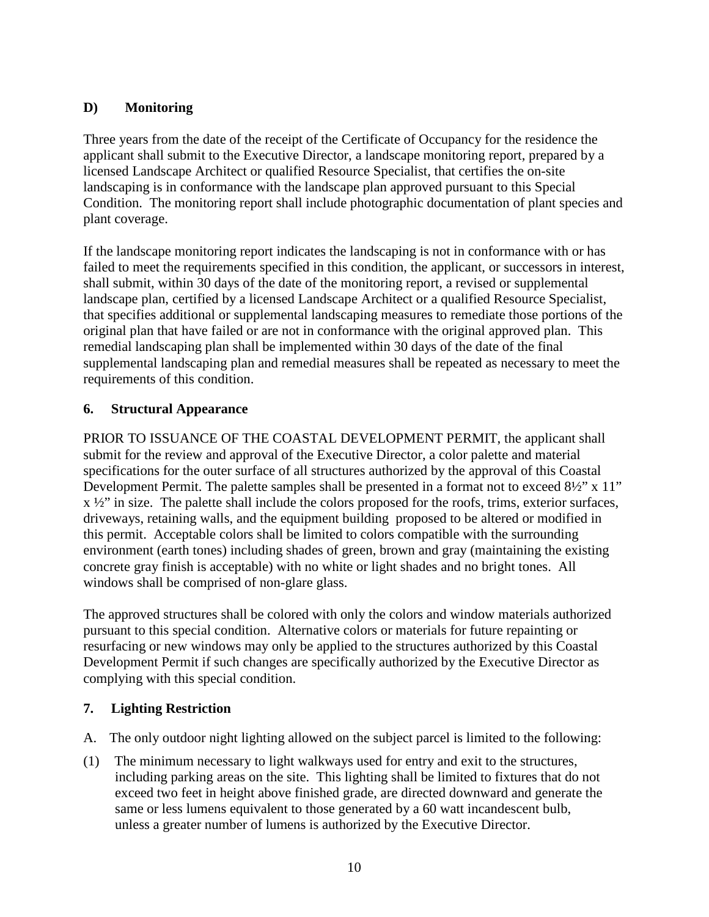**D) Monitoring**

Three years from the date of the receipt of the Certificate of Occupancy for the residence the applicant shall submit to the Executive Director, a landscape monitoring report, prepared by a licensed Landscape Architect or qualified Resource Specialist, that certifies the on-site landscaping is in conformance with the landscape plan approved pursuant to this Special Condition. The monitoring report shall include photographic documentation of plant species and plant coverage.

If the landscape monitoring report indicates the landscaping is not in conformance with or has failed to meet the requirements specified in this condition, the applicant, or successors in interest, shall submit, within 30 days of the date of the monitoring report, a revised or supplemental landscape plan, certified by a licensed Landscape Architect or a qualified Resource Specialist, that specifies additional or supplemental landscaping measures to remediate those portions of the original plan that have failed or are not in conformance with the original approved plan. This remedial landscaping plan shall be implemented within 30 days of the date of the final supplemental landscaping plan and remedial measures shall be repeated as necessary to meet the requirements of this condition.

**6. Structural Appearance**

PRIOR TO ISSUANCE OF THE COASTAL DEVELOPMENT PERMIT, the applicant shall submit for the review and approval of the Executive Director, a color palette and material specifications for the outer surface of all structures authorized by the approval of this Coastal Development Permit. The palette samples shall be presented in a format not to exceed 8½" x 11" x ½" in size. The palette shall include the colors proposed for the roofs, trims, exterior surfaces, driveways, retaining walls, and the equipment building proposed to be altered or modified in this permit. Acceptable colors shall be limited to colors compatible with the surrounding environment (earth tones) including shades of green, brown and gray (maintaining the existing concrete gray finish is acceptable) with no white or light shades and no bright tones. All windows shall be comprised of non-glare glass.

The approved structures shall be colored with only the colors and window materials authorized pursuant to this special condition. Alternative colors or materials for future repainting or resurfacing or new windows may only be applied to the structures authorized by this Coastal Development Permit if such changes are specifically authorized by the Executive Director as complying with this special condition.

**7. Lighting Restriction**

A. The only outdoor night lighting allowed on the subject parcel is limited to the following:

(1) The minimum necessary to light walkways used for entry and exit to the structures, including parking areas on the site. This lighting shall be limited to fixtures that do not exceed two feet in height above finished grade, are directed downward and generate the same or less lumens equivalent to those generated by a 60 watt incandescent bulb, unless a greater number of lumens is authorized by the Executive Director.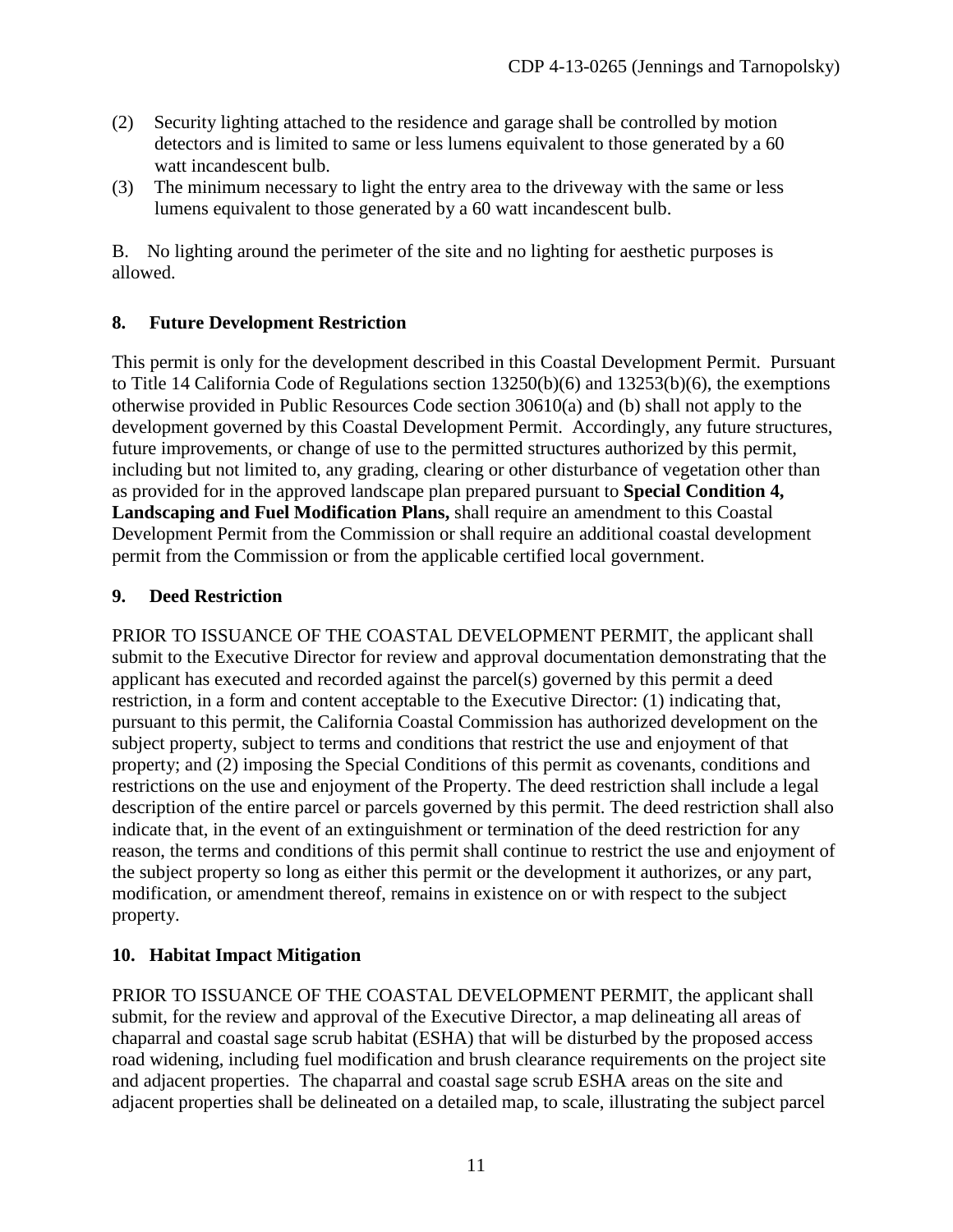(2) Security lighting attached to the residence and garage shall be controlled by motion detectors and is limited to same or less lumens equivalent to those generated by a 60 watt incandescent bulb.

(3) The minimum necessary to light the entry area to the driveway with the same or less lumens equivalent to those generated by a 60 watt incandescent bulb.

B. No lighting around the perimeter of the site and no lighting for aesthetic purposes is allowed.

### 8. Future Development Restriction

This permit is only for the development described in this Coastal Development Permit. Pursuant to Title 14 California Code of Regulations section 13250(b)(6) and 13253(b)(6), the exemptions otherwise provided in Public Resources Code section 30610(a) and (b) shall not apply to the development governed by this Coastal Development Permit. Accordingly, any future structures, future improvements, or change of use to the permitted structures authorized by this permit, including but not limited to, any grading, clearing or other disturbance of vegetation other than as provided for in the approved landscape plan prepared pursuant to **Special Condition 4, Landscaping and Fuel Modification Plans,** shall require an amendment to this Coastal Development Permit from the Commission or shall require an additional coastal development permit from the Commission or from the applicable certified local government.

### 9. Deed Restriction

PRIOR TO ISSUANCE OF THE COASTAL DEVELOPMENT PERMIT, the applicant shall submit to the Executive Director for review and approval documentation demonstrating that the applicant has executed and recorded against the parcel(s) governed by this permit a deed restriction, in a form and content acceptable to the Executive Director: (1) indicating that, pursuant to this permit, the California Coastal Commission has authorized development on the subject property, subject to terms and conditions that restrict the use and enjoyment of that property; and (2) imposing the Special Conditions of this permit as covenants, conditions and restrictions on the use and enjoyment of the Property. The deed restriction shall include a legal description of the entire parcel or parcels governed by this permit. The deed restriction shall also indicate that, in the event of an extinguishment or termination of the deed restriction for any reason, the terms and conditions of this permit shall continue to restrict the use and enjoyment of the subject property so long as either this permit or the development it authorizes, or any part, modification, or amendment thereof, remains in existence on or with respect to the subject property.

### 10. Habitat Impact Mitigation

PRIOR TO ISSUANCE OF THE COASTAL DEVELOPMENT PERMIT, the applicant shall submit, for the review and approval of the Executive Director, a map delineating all areas of chaparral and coastal sage scrub habitat (ESHA) that will be disturbed by the proposed access road widening, including fuel modification and brush clearance requirements on the project site and adjacent properties. The chaparral and coastal sage scrub ESHA areas on the site and adjacent properties shall be delineated on a detailed map, to scale, illustrating the subject parcel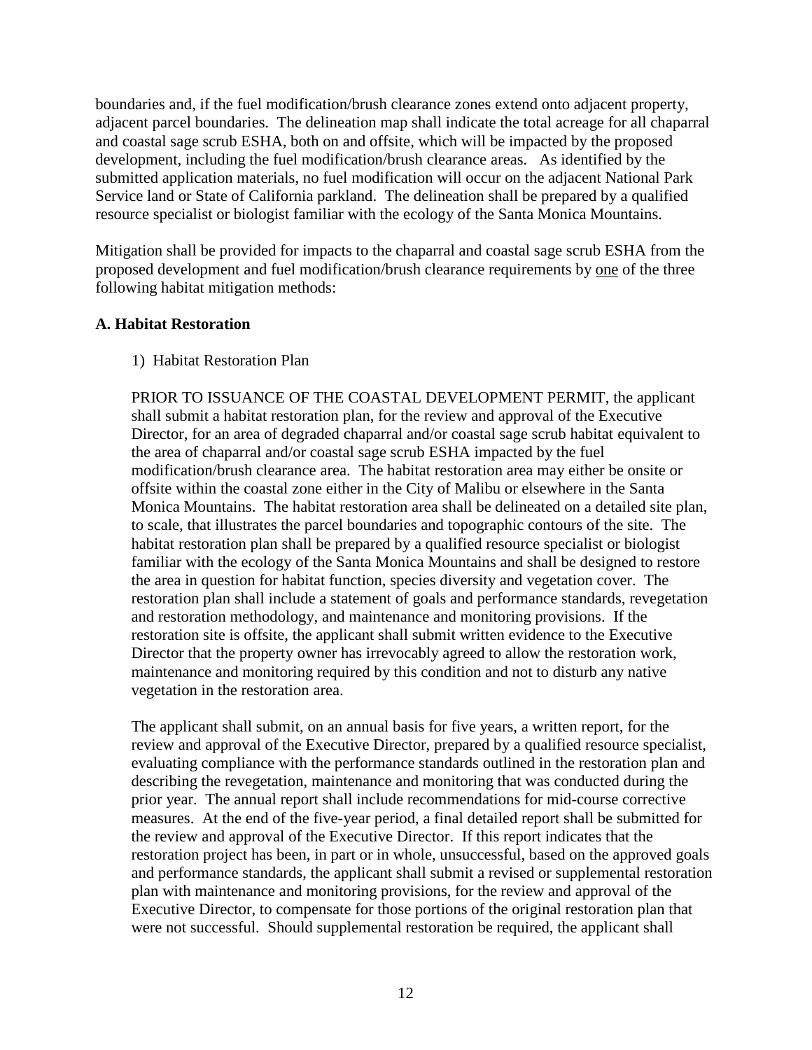boundaries and, if the fuel modification/brush clearance zones extend onto adjacent property, adjacent parcel boundaries. The delineation map shall indicate the total acreage for all chaparral and coastal sage scrub ESHA, both on and offsite, which will be impacted by the proposed development, including the fuel modification/brush clearance areas. As identified by the submitted application materials, no fuel modification will occur on the adjacent National Park Service land or State of California parkland. The delineation shall be prepared by a qualified resource specialist or biologist familiar with the ecology of the Santa Monica Mountains.

Mitigation shall be provided for impacts to the chaparral and coastal sage scrub ESHA from the proposed development and fuel modification/brush clearance requirements by one of the three following habitat mitigation methods:

**A. Habitat Restoration**

1) Habitat Restoration Plan

PRIOR TO ISSUANCE OF THE COASTAL DEVELOPMENT PERMIT, the applicant shall submit a habitat restoration plan, for the review and approval of the Executive Director, for an area of degraded chaparral and/or coastal sage scrub habitat equivalent to the area of chaparral and/or coastal sage scrub ESHA impacted by the fuel modification/brush clearance area. The habitat restoration area may either be onsite or offsite within the coastal zone either in the City of Malibu or elsewhere in the Santa Monica Mountains. The habitat restoration area shall be delineated on a detailed site plan, to scale, that illustrates the parcel boundaries and topographic contours of the site. The habitat restoration plan shall be prepared by a qualified resource specialist or biologist familiar with the ecology of the Santa Monica Mountains and shall be designed to restore the area in question for habitat function, species diversity and vegetation cover. The restoration plan shall include a statement of goals and performance standards, revegetation and restoration methodology, and maintenance and monitoring provisions. If the restoration site is offsite, the applicant shall submit written evidence to the Executive Director that the property owner has irrevocably agreed to allow the restoration work, maintenance and monitoring required by this condition and not to disturb any native vegetation in the restoration area.

The applicant shall submit, on an annual basis for five years, a written report, for the review and approval of the Executive Director, prepared by a qualified resource specialist, evaluating compliance with the performance standards outlined in the restoration plan and describing the revegetation, maintenance and monitoring that was conducted during the prior year. The annual report shall include recommendations for mid-course corrective measures. At the end of the five-year period, a final detailed report shall be submitted for the review and approval of the Executive Director. If this report indicates that the restoration project has been, in part or in whole, unsuccessful, based on the approved goals and performance standards, the applicant shall submit a revised or supplemental restoration plan with maintenance and monitoring provisions, for the review and approval of the Executive Director, to compensate for those portions of the original restoration plan that were not successful. Should supplemental restoration be required, the applicant shall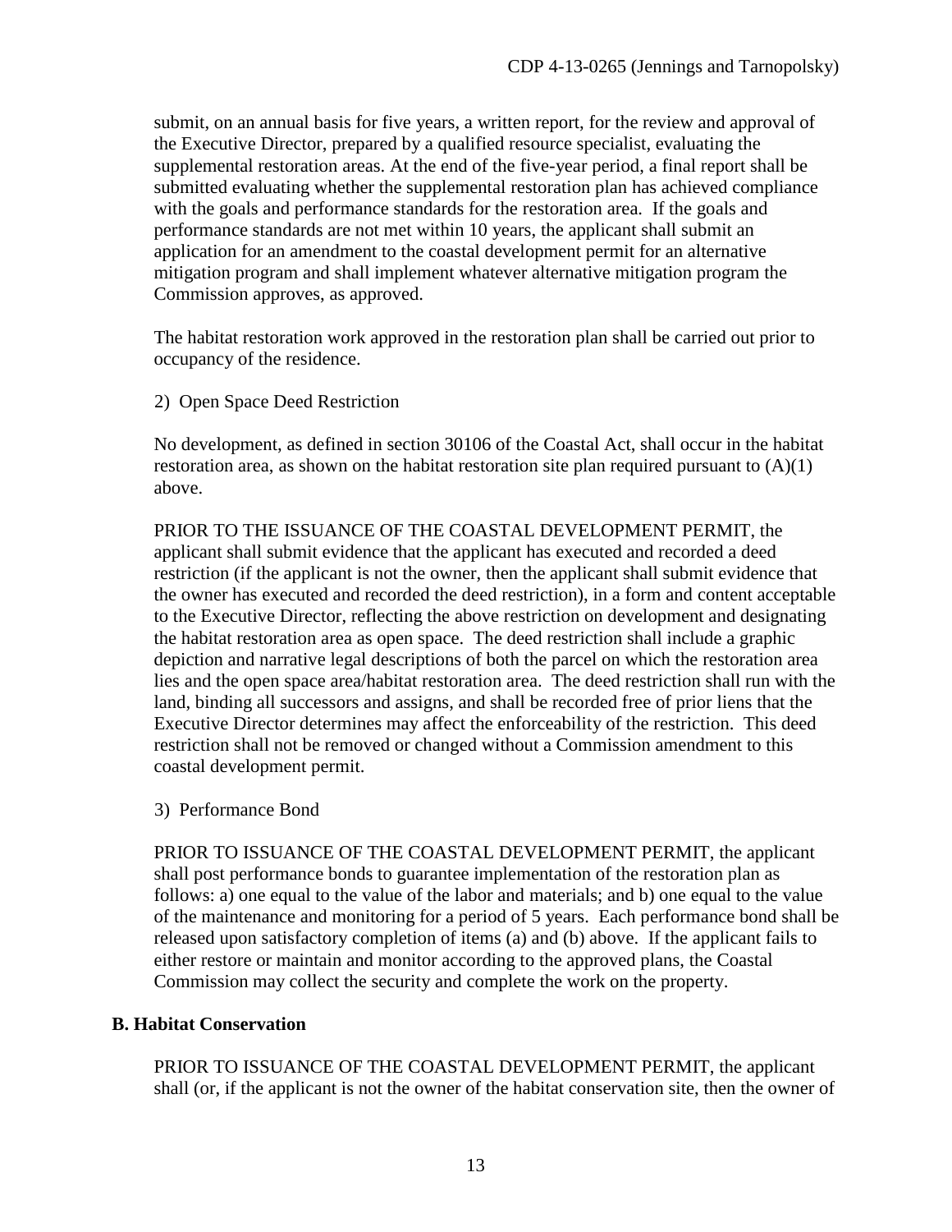submit, on an annual basis for five years, a written report, for the review and approval of the Executive Director, prepared by a qualified resource specialist, evaluating the supplemental restoration areas. At the end of the five-year period, a final report shall be submitted evaluating whether the supplemental restoration plan has achieved compliance with the goals and performance standards for the restoration area. If the goals and performance standards are not met within 10 years, the applicant shall submit an application for an amendment to the coastal development permit for an alternative mitigation program and shall implement whatever alternative mitigation program the Commission approves, as approved.

The habitat restoration work approved in the restoration plan shall be carried out prior to occupancy of the residence.

2) Open Space Deed Restriction

No development, as defined in section 30106 of the Coastal Act, shall occur in the habitat restoration area, as shown on the habitat restoration site plan required pursuant to (A)(1) above.

PRIOR TO THE ISSUANCE OF THE COASTAL DEVELOPMENT PERMIT, the applicant shall submit evidence that the applicant has executed and recorded a deed restriction (if the applicant is not the owner, then the applicant shall submit evidence that the owner has executed and recorded the deed restriction), in a form and content acceptable to the Executive Director, reflecting the above restriction on development and designating the habitat restoration area as open space. The deed restriction shall include a graphic depiction and narrative legal descriptions of both the parcel on which the restoration area lies and the open space area/habitat restoration area. The deed restriction shall run with the land, binding all successors and assigns, and shall be recorded free of prior liens that the Executive Director determines may affect the enforceability of the restriction. This deed restriction shall not be removed or changed without a Commission amendment to this coastal development permit.

3) Performance Bond

PRIOR TO ISSUANCE OF THE COASTAL DEVELOPMENT PERMIT, the applicant shall post performance bonds to guarantee implementation of the restoration plan as follows: a) one equal to the value of the labor and materials; and b) one equal to the value of the maintenance and monitoring for a period of 5 years. Each performance bond shall be released upon satisfactory completion of items (a) and (b) above. If the applicant fails to either restore or maintain and monitor according to the approved plans, the Coastal Commission may collect the security and complete the work on the property.

**B. Habitat Conservation**

PRIOR TO ISSUANCE OF THE COASTAL DEVELOPMENT PERMIT, the applicant shall (or, if the applicant is not the owner of the habitat conservation site, then the owner of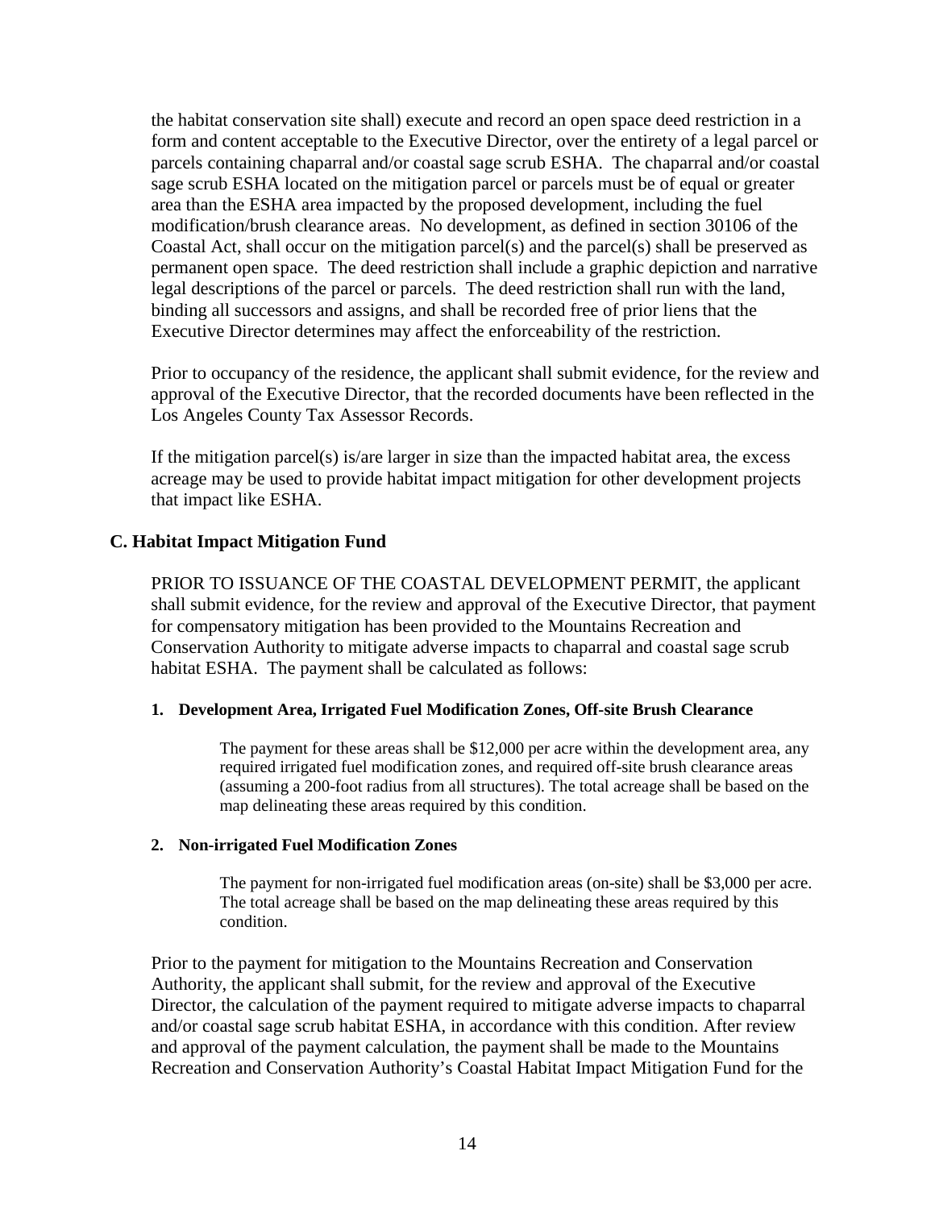the habitat conservation site shall) execute and record an open space deed restriction in a form and content acceptable to the Executive Director, over the entirety of a legal parcel or parcels containing chaparral and/or coastal sage scrub ESHA. The chaparral and/or coastal sage scrub ESHA located on the mitigation parcel or parcels must be of equal or greater area than the ESHA area impacted by the proposed development, including the fuel modification/brush clearance areas. No development, as defined in section 30106 of the Coastal Act, shall occur on the mitigation parcel(s) and the parcel(s) shall be preserved as permanent open space. The deed restriction shall include a graphic depiction and narrative legal descriptions of the parcel or parcels. The deed restriction shall run with the land, binding all successors and assigns, and shall be recorded free of prior liens that the Executive Director determines may affect the enforceability of the restriction.

Prior to occupancy of the residence, the applicant shall submit evidence, for the review and approval of the Executive Director, that the recorded documents have been reflected in the Los Angeles County Tax Assessor Records.

If the mitigation parcel(s) is/are larger in size than the impacted habitat area, the excess acreage may be used to provide habitat impact mitigation for other development projects that impact like ESHA.

### C. Habitat Impact Mitigation Fund

PRIOR TO ISSUANCE OF THE COASTAL DEVELOPMENT PERMIT, the applicant shall submit evidence, for the review and approval of the Executive Director, that payment for compensatory mitigation has been provided to the Mountains Recreation and Conservation Authority to mitigate adverse impacts to chaparral and coastal sage scrub habitat ESHA. The payment shall be calculated as follows:

#### 1. Development Area, Irrigated Fuel Modification Zones, Off-site Brush Clearance

The payment for these areas shall be $12,000 per acre within the development area, any required irrigated fuel modification zones, and required off-site brush clearance areas (assuming a 200-foot radius from all structures). The total acreage shall be based on the map delineating these areas required by this condition.

#### 2. Non-irrigated Fuel Modification Zones

The payment for non-irrigated fuel modification areas (on-site) shall be $3,000 per acre. The total acreage shall be based on the map delineating these areas required by this condition.

Prior to the payment for mitigation to the Mountains Recreation and Conservation Authority, the applicant shall submit, for the review and approval of the Executive Director, the calculation of the payment required to mitigate adverse impacts to chaparral and/or coastal sage scrub habitat ESHA, in accordance with this condition. After review and approval of the payment calculation, the payment shall be made to the Mountains Recreation and Conservation Authority's Coastal Habitat Impact Mitigation Fund for the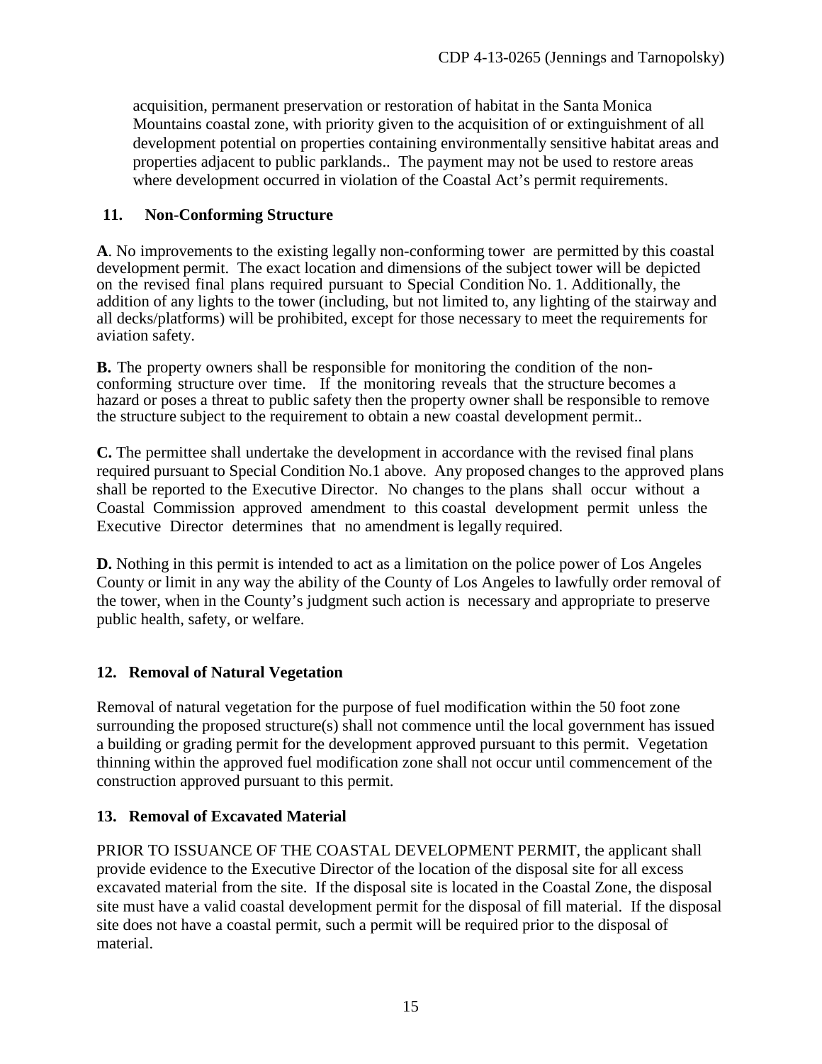acquisition, permanent preservation or restoration of habitat in the Santa Monica Mountains coastal zone, with priority given to the acquisition of or extinguishment of all development potential on properties containing environmentally sensitive habitat areas and properties adjacent to public parklands.. The payment may not be used to restore areas where development occurred in violation of the Coastal Act's permit requirements.

### 11. Non-Conforming Structure

**A**. No improvements to the existing legally non-conforming tower are permitted by this coastal development permit. The exact location and dimensions of the subject tower will be depicted on the revised final plans required pursuant to Special Condition No. 1. Additionally, the addition of any lights to the tower (including, but not limited to, any lighting of the stairway and all decks/platforms) will be prohibited, except for those necessary to meet the requirements for aviation safety.

**B.** The property owners shall be responsible for monitoring the condition of the non-conforming structure over time. If the monitoring reveals that the structure becomes a hazard or poses a threat to public safety then the property owner shall be responsible to remove the structure subject to the requirement to obtain a new coastal development permit..

**C.** The permittee shall undertake the development in accordance with the revised final plans required pursuant to Special Condition No.1 above. Any proposed changes to the approved plans shall be reported to the Executive Director. No changes to the plans shall occur without a Coastal Commission approved amendment to this coastal development permit unless the Executive Director determines that no amendment is legally required.

**D.** Nothing in this permit is intended to act as a limitation on the police power of Los Angeles County or limit in any way the ability of the County of Los Angeles to lawfully order removal of the tower, when in the County's judgment such action is necessary and appropriate to preserve public health, safety, or welfare.

### 12. Removal of Natural Vegetation

Removal of natural vegetation for the purpose of fuel modification within the 50 foot zone surrounding the proposed structure(s) shall not commence until the local government has issued a building or grading permit for the development approved pursuant to this permit. Vegetation thinning within the approved fuel modification zone shall not occur until commencement of the construction approved pursuant to this permit.

### 13. Removal of Excavated Material

PRIOR TO ISSUANCE OF THE COASTAL DEVELOPMENT PERMIT, the applicant shall provide evidence to the Executive Director of the location of the disposal site for all excess excavated material from the site. If the disposal site is located in the Coastal Zone, the disposal site must have a valid coastal development permit for the disposal of fill material. If the disposal site does not have a coastal permit, such a permit will be required prior to the disposal of material.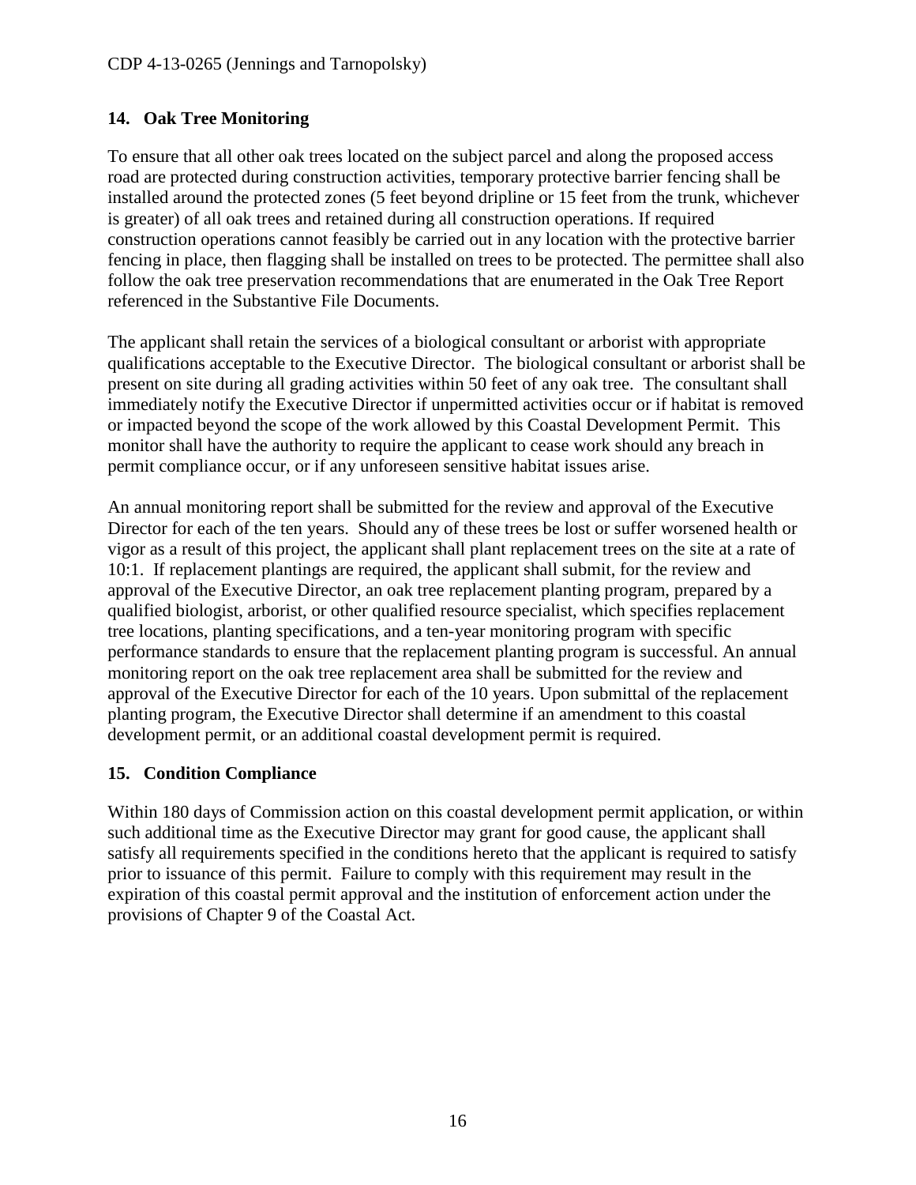## 14. Oak Tree Monitoring

To ensure that all other oak trees located on the subject parcel and along the proposed access road are protected during construction activities, temporary protective barrier fencing shall be installed around the protected zones (5 feet beyond dripline or 15 feet from the trunk, whichever is greater) of all oak trees and retained during all construction operations. If required construction operations cannot feasibly be carried out in any location with the protective barrier fencing in place, then flagging shall be installed on trees to be protected. The permittee shall also follow the oak tree preservation recommendations that are enumerated in the Oak Tree Report referenced in the Substantive File Documents.

The applicant shall retain the services of a biological consultant or arborist with appropriate qualifications acceptable to the Executive Director. The biological consultant or arborist shall be present on site during all grading activities within 50 feet of any oak tree. The consultant shall immediately notify the Executive Director if unpermitted activities occur or if habitat is removed or impacted beyond the scope of the work allowed by this Coastal Development Permit. This monitor shall have the authority to require the applicant to cease work should any breach in permit compliance occur, or if any unforeseen sensitive habitat issues arise.

An annual monitoring report shall be submitted for the review and approval of the Executive Director for each of the ten years. Should any of these trees be lost or suffer worsened health or vigor as a result of this project, the applicant shall plant replacement trees on the site at a rate of 10:1. If replacement plantings are required, the applicant shall submit, for the review and approval of the Executive Director, an oak tree replacement planting program, prepared by a qualified biologist, arborist, or other qualified resource specialist, which specifies replacement tree locations, planting specifications, and a ten-year monitoring program with specific performance standards to ensure that the replacement planting program is successful. An annual monitoring report on the oak tree replacement area shall be submitted for the review and approval of the Executive Director for each of the 10 years. Upon submittal of the replacement planting program, the Executive Director shall determine if an amendment to this coastal development permit, or an additional coastal development permit is required.

## 15. Condition Compliance

Within 180 days of Commission action on this coastal development permit application, or within such additional time as the Executive Director may grant for good cause, the applicant shall satisfy all requirements specified in the conditions hereto that the applicant is required to satisfy prior to issuance of this permit. Failure to comply with this requirement may result in the expiration of this coastal permit approval and the institution of enforcement action under the provisions of Chapter 9 of the Coastal Act.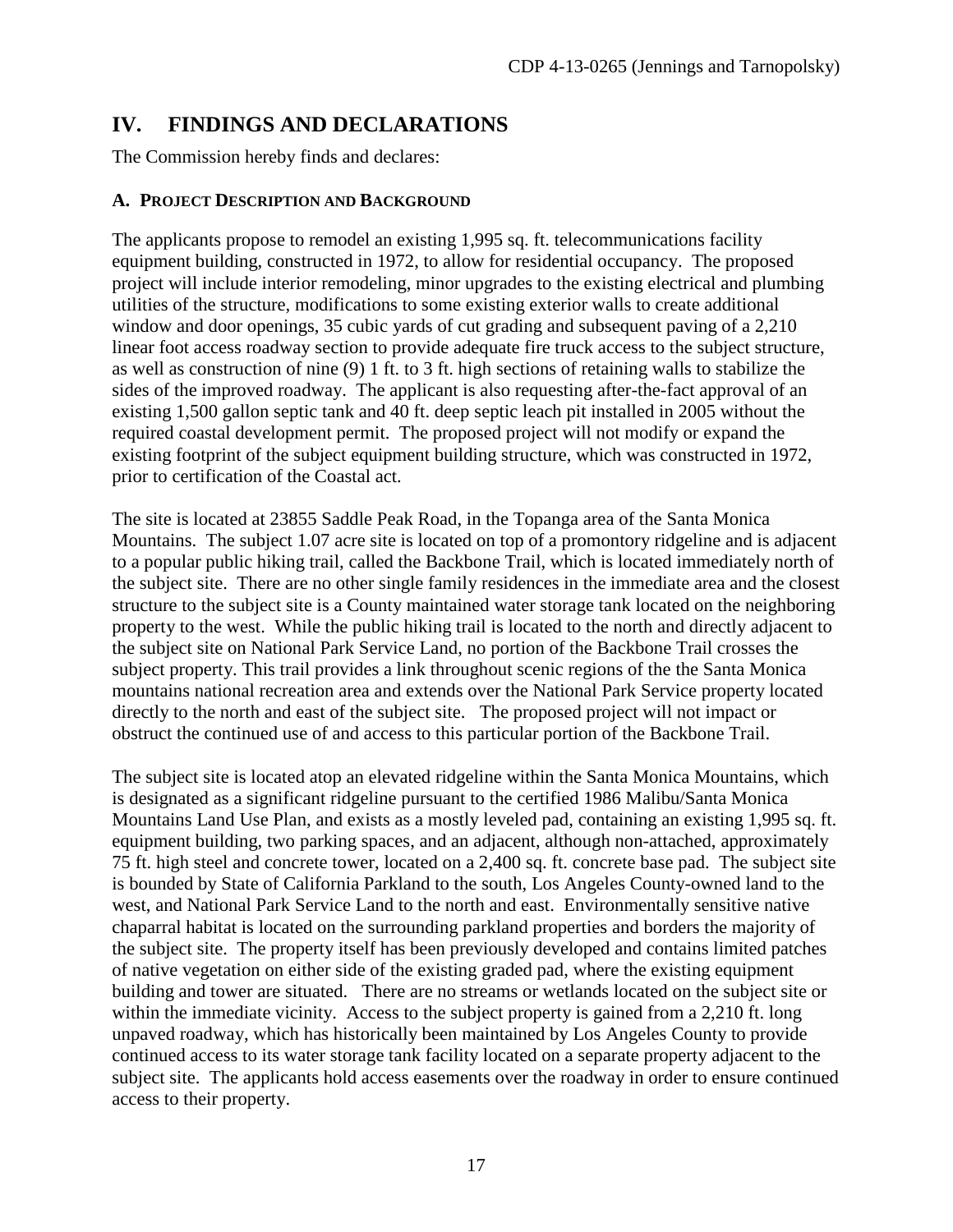## IV. FINDINGS AND DECLARATIONS

The Commission hereby finds and declares:

### A. Project Description and Background

The applicants propose to remodel an existing 1,995 sq. ft. telecommunications facility equipment building, constructed in 1972, to allow for residential occupancy. The proposed project will include interior remodeling, minor upgrades to the existing electrical and plumbing utilities of the structure, modifications to some existing exterior walls to create additional window and door openings, 35 cubic yards of cut grading and subsequent paving of a 2,210 linear foot access roadway section to provide adequate fire truck access to the subject structure, as well as construction of nine (9) 1 ft. to 3 ft. high sections of retaining walls to stabilize the sides of the improved roadway. The applicant is also requesting after-the-fact approval of an existing 1,500 gallon septic tank and 40 ft. deep septic leach pit installed in 2005 without the required coastal development permit. The proposed project will not modify or expand the existing footprint of the subject equipment building structure, which was constructed in 1972, prior to certification of the Coastal act.

The site is located at 23855 Saddle Peak Road, in the Topanga area of the Santa Monica Mountains. The subject 1.07 acre site is located on top of a promontory ridgeline and is adjacent to a popular public hiking trail, called the Backbone Trail, which is located immediately north of the subject site. There are no other single family residences in the immediate area and the closest structure to the subject site is a County maintained water storage tank located on the neighboring property to the west. While the public hiking trail is located to the north and directly adjacent to the subject site on National Park Service Land, no portion of the Backbone Trail crosses the subject property. This trail provides a link throughout scenic regions of the the Santa Monica mountains national recreation area and extends over the National Park Service property located directly to the north and east of the subject site. The proposed project will not impact or obstruct the continued use of and access to this particular portion of the Backbone Trail.

The subject site is located atop an elevated ridgeline within the Santa Monica Mountains, which is designated as a significant ridgeline pursuant to the certified 1986 Malibu/Santa Monica Mountains Land Use Plan, and exists as a mostly leveled pad, containing an existing 1,995 sq. ft. equipment building, two parking spaces, and an adjacent, although non-attached, approximately 75 ft. high steel and concrete tower, located on a 2,400 sq. ft. concrete base pad. The subject site is bounded by State of California Parkland to the south, Los Angeles County-owned land to the west, and National Park Service Land to the north and east. Environmentally sensitive native chaparral habitat is located on the surrounding parkland properties and borders the majority of the subject site. The property itself has been previously developed and contains limited patches of native vegetation on either side of the existing graded pad, where the existing equipment building and tower are situated. There are no streams or wetlands located on the subject site or within the immediate vicinity. Access to the subject property is gained from a 2,210 ft. long unpaved roadway, which has historically been maintained by Los Angeles County to provide continued access to its water storage tank facility located on a separate property adjacent to the subject site. The applicants hold access easements over the roadway in order to ensure continued access to their property.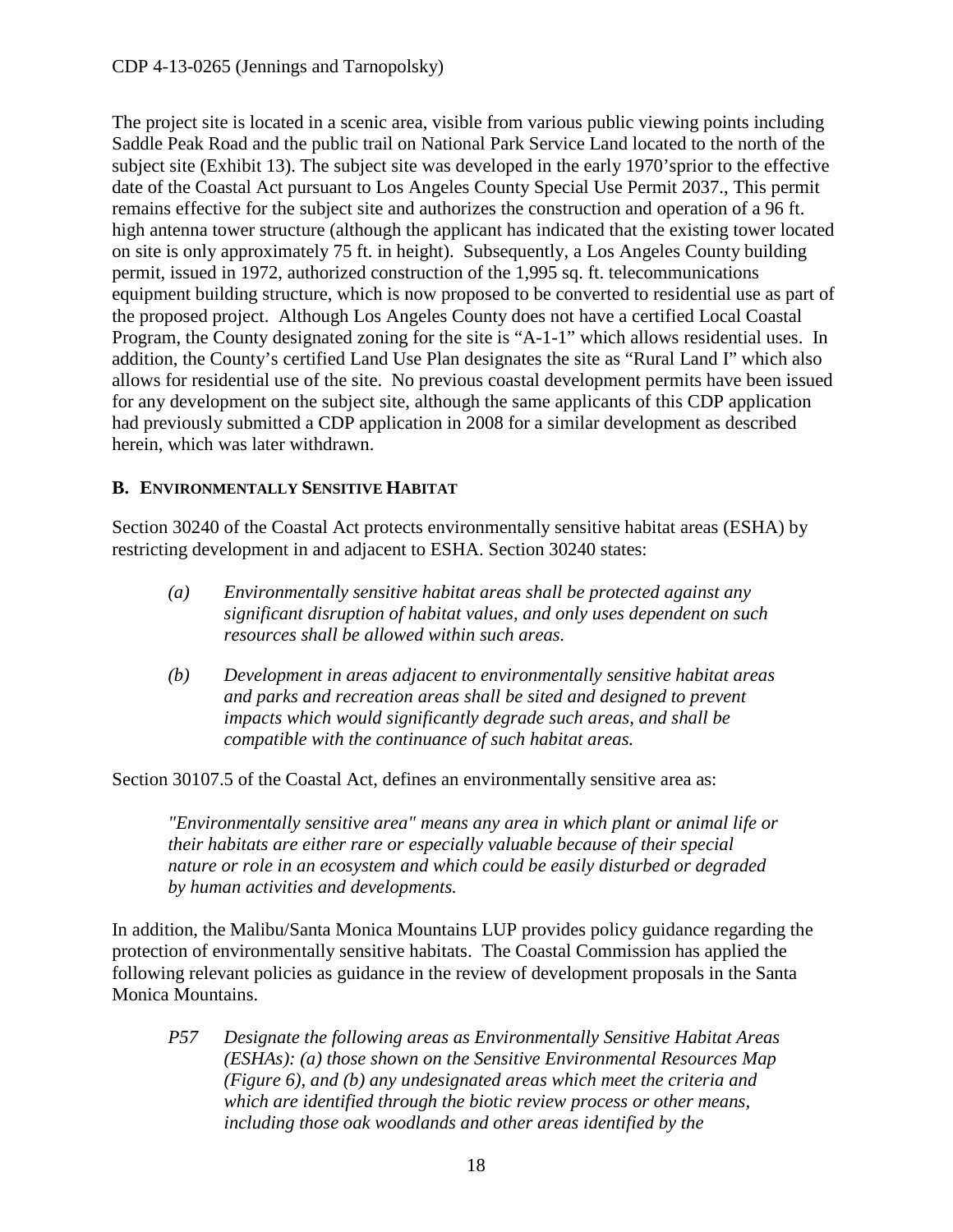The project site is located in a scenic area, visible from various public viewing points including Saddle Peak Road and the public trail on National Park Service Land located to the north of the subject site (Exhibit 13). The subject site was developed in the early 1970'sprior to the effective date of the Coastal Act pursuant to Los Angeles County Special Use Permit 2037., This permit remains effective for the subject site and authorizes the construction and operation of a 96 ft. high antenna tower structure (although the applicant has indicated that the existing tower located on site is only approximately 75 ft. in height). Subsequently, a Los Angeles County building permit, issued in 1972, authorized construction of the 1,995 sq. ft. telecommunications equipment building structure, which is now proposed to be converted to residential use as part of the proposed project. Although Los Angeles County does not have a certified Local Coastal Program, the County designated zoning for the site is "A-1-1" which allows residential uses. In addition, the County's certified Land Use Plan designates the site as "Rural Land I" which also allows for residential use of the site. No previous coastal development permits have been issued for any development on the subject site, although the same applicants of this CDP application had previously submitted a CDP application in 2008 for a similar development as described herein, which was later withdrawn.

### B. ENVIRONMENTALLY SENSITIVE HABITAT

Section 30240 of the Coastal Act protects environmentally sensitive habitat areas (ESHA) by restricting development in and adjacent to ESHA. Section 30240 states:

> *(a) Environmentally sensitive habitat areas shall be protected against any significant disruption of habitat values, and only uses dependent on such resources shall be allowed within such areas.*
>
> *(b) Development in areas adjacent to environmentally sensitive habitat areas and parks and recreation areas shall be sited and designed to prevent impacts which would significantly degrade such areas, and shall be compatible with the continuance of such habitat areas.*

Section 30107.5 of the Coastal Act, defines an environmentally sensitive area as:

> *"Environmentally sensitive area" means any area in which plant or animal life or their habitats are either rare or especially valuable because of their special nature or role in an ecosystem and which could be easily disturbed or degraded by human activities and developments.*

In addition, the Malibu/Santa Monica Mountains LUP provides policy guidance regarding the protection of environmentally sensitive habitats. The Coastal Commission has applied the following relevant policies as guidance in the review of development proposals in the Santa Monica Mountains.

> *P57 Designate the following areas as Environmentally Sensitive Habitat Areas (ESHAs): (a) those shown on the Sensitive Environmental Resources Map (Figure 6), and (b) any undesignated areas which meet the criteria and which are identified through the biotic review process or other means, including those oak woodlands and other areas identified by the*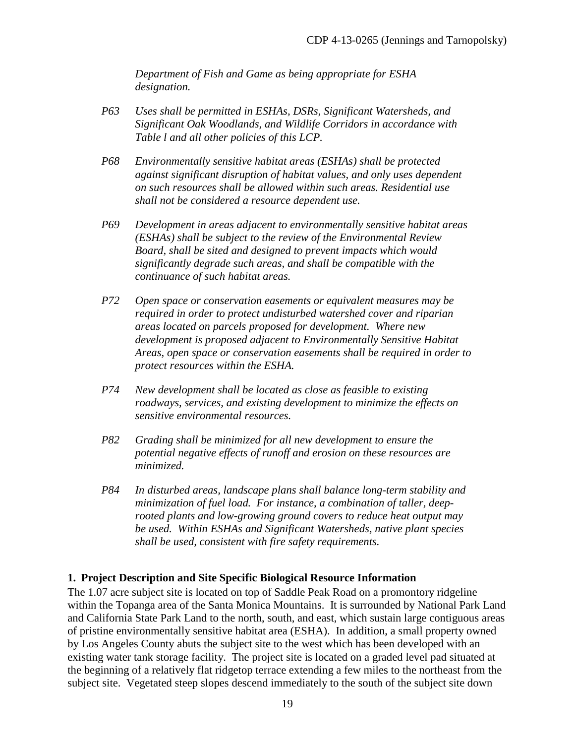*Department of Fish and Game as being appropriate for ESHA designation.*

*P63 Uses shall be permitted in ESHAs, DSRs, Significant Watersheds, and Significant Oak Woodlands, and Wildlife Corridors in accordance with Table l and all other policies of this LCP.*

*P68 Environmentally sensitive habitat areas (ESHAs) shall be protected against significant disruption of habitat values, and only uses dependent on such resources shall be allowed within such areas. Residential use shall not be considered a resource dependent use.*

*P69 Development in areas adjacent to environmentally sensitive habitat areas (ESHAs) shall be subject to the review of the Environmental Review Board, shall be sited and designed to prevent impacts which would significantly degrade such areas, and shall be compatible with the continuance of such habitat areas.*

*P72 Open space or conservation easements or equivalent measures may be required in order to protect undisturbed watershed cover and riparian areas located on parcels proposed for development. Where new development is proposed adjacent to Environmentally Sensitive Habitat Areas, open space or conservation easements shall be required in order to protect resources within the ESHA.*

*P74 New development shall be located as close as feasible to existing roadways, services, and existing development to minimize the effects on sensitive environmental resources.*

*P82 Grading shall be minimized for all new development to ensure the potential negative effects of runoff and erosion on these resources are minimized.*

*P84 In disturbed areas, landscape plans shall balance long-term stability and minimization of fuel load. For instance, a combination of taller, deep-rooted plants and low-growing ground covers to reduce heat output may be used. Within ESHAs and Significant Watersheds, native plant species shall be used, consistent with fire safety requirements.*

**1. Project Description and Site Specific Biological Resource Information**

The 1.07 acre subject site is located on top of Saddle Peak Road on a promontory ridgeline within the Topanga area of the Santa Monica Mountains. It is surrounded by National Park Land and California State Park Land to the north, south, and east, which sustain large contiguous areas of pristine environmentally sensitive habitat area (ESHA). In addition, a small property owned by Los Angeles County abuts the subject site to the west which has been developed with an existing water tank storage facility. The project site is located on a graded level pad situated at the beginning of a relatively flat ridgetop terrace extending a few miles to the northeast from the subject site. Vegetated steep slopes descend immediately to the south of the subject site down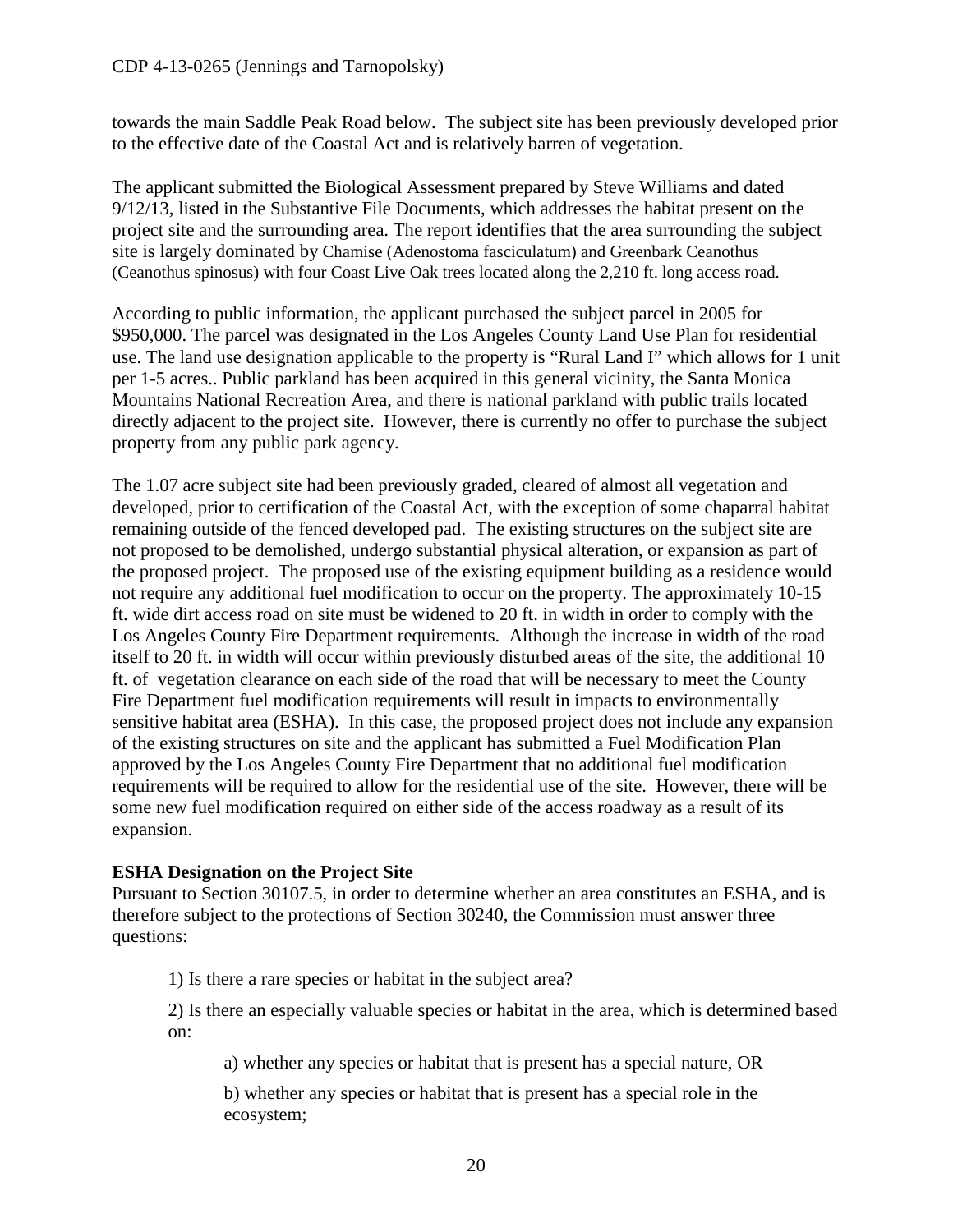towards the main Saddle Peak Road below. The subject site has been previously developed prior to the effective date of the Coastal Act and is relatively barren of vegetation.

The applicant submitted the Biological Assessment prepared by Steve Williams and dated 9/12/13, listed in the Substantive File Documents, which addresses the habitat present on the project site and the surrounding area. The report identifies that the area surrounding the subject site is largely dominated by Chamise (Adenostoma fasciculatum) and Greenbark Ceanothus (Ceanothus spinosus) with four Coast Live Oak trees located along the 2,210 ft. long access road.

According to public information, the applicant purchased the subject parcel in 2005 for \$950,000. The parcel was designated in the Los Angeles County Land Use Plan for residential use. The land use designation applicable to the property is "Rural Land I" which allows for 1 unit per 1-5 acres.. Public parkland has been acquired in this general vicinity, the Santa Monica Mountains National Recreation Area, and there is national parkland with public trails located directly adjacent to the project site. However, there is currently no offer to purchase the subject property from any public park agency.

The 1.07 acre subject site had been previously graded, cleared of almost all vegetation and developed, prior to certification of the Coastal Act, with the exception of some chaparral habitat remaining outside of the fenced developed pad. The existing structures on the subject site are not proposed to be demolished, undergo substantial physical alteration, or expansion as part of the proposed project. The proposed use of the existing equipment building as a residence would not require any additional fuel modification to occur on the property. The approximately 10-15 ft. wide dirt access road on site must be widened to 20 ft. in width in order to comply with the Los Angeles County Fire Department requirements. Although the increase in width of the road itself to 20 ft. in width will occur within previously disturbed areas of the site, the additional 10 ft. of vegetation clearance on each side of the road that will be necessary to meet the County Fire Department fuel modification requirements will result in impacts to environmentally sensitive habitat area (ESHA). In this case, the proposed project does not include any expansion of the existing structures on site and the applicant has submitted a Fuel Modification Plan approved by the Los Angeles County Fire Department that no additional fuel modification requirements will be required to allow for the residential use of the site. However, there will be some new fuel modification required on either side of the access roadway as a result of its expansion.

**ESHA Designation on the Project Site**

Pursuant to Section 30107.5, in order to determine whether an area constitutes an ESHA, and is therefore subject to the protections of Section 30240, the Commission must answer three questions:

1) Is there a rare species or habitat in the subject area?

2) Is there an especially valuable species or habitat in the area, which is determined based on:

a) whether any species or habitat that is present has a special nature, OR

b) whether any species or habitat that is present has a special role in the ecosystem;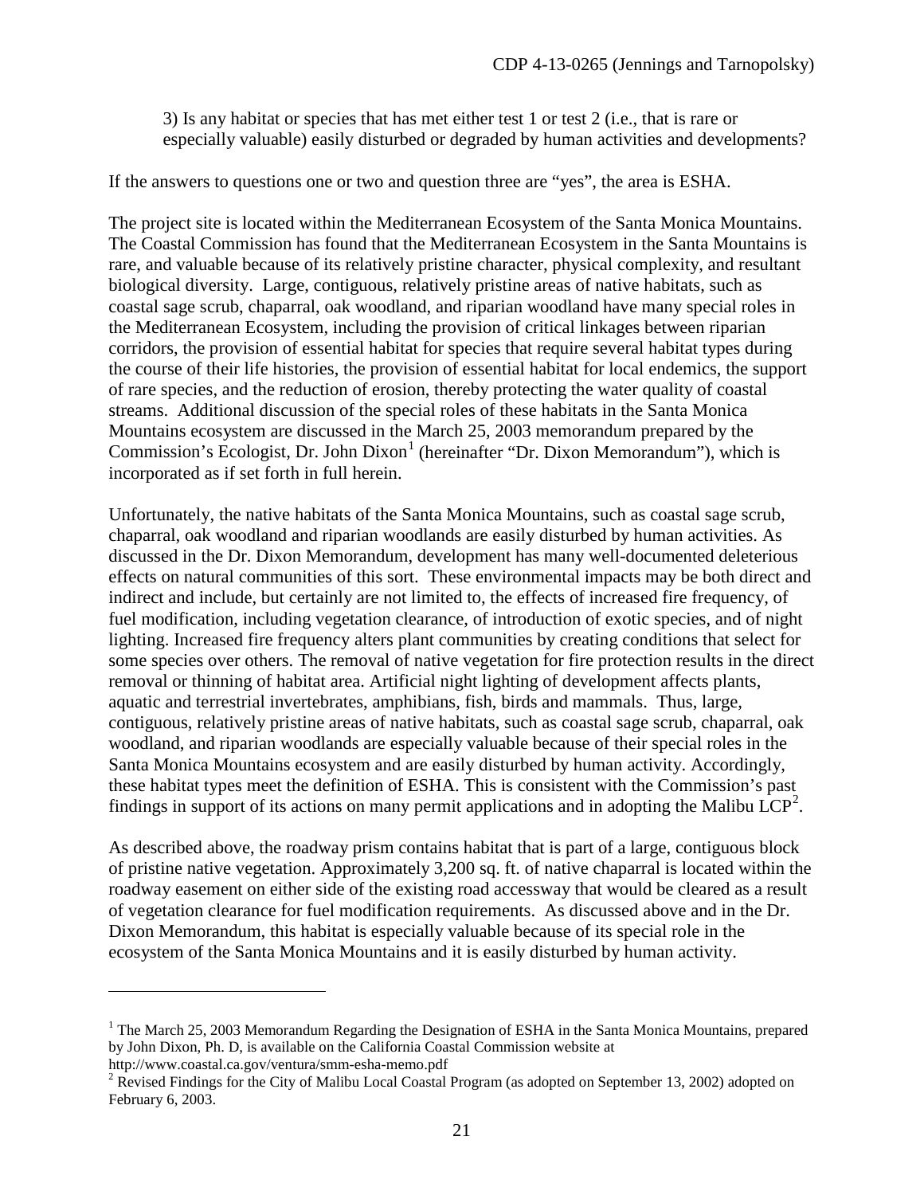3) Is any habitat or species that has met either test 1 or test 2 (i.e., that is rare or especially valuable) easily disturbed or degraded by human activities and developments?

If the answers to questions one or two and question three are "yes", the area is ESHA.

The project site is located within the Mediterranean Ecosystem of the Santa Monica Mountains. The Coastal Commission has found that the Mediterranean Ecosystem in the Santa Mountains is rare, and valuable because of its relatively pristine character, physical complexity, and resultant biological diversity. Large, contiguous, relatively pristine areas of native habitats, such as coastal sage scrub, chaparral, oak woodland, and riparian woodland have many special roles in the Mediterranean Ecosystem, including the provision of critical linkages between riparian corridors, the provision of essential habitat for species that require several habitat types during the course of their life histories, the provision of essential habitat for local endemics, the support of rare species, and the reduction of erosion, thereby protecting the water quality of coastal streams. Additional discussion of the special roles of these habitats in the Santa Monica Mountains ecosystem are discussed in the March 25, 2003 memorandum prepared by the Commission's Ecologist, Dr. John Dixon[1] (hereinafter "Dr. Dixon Memorandum"), which is incorporated as if set forth in full herein.

Unfortunately, the native habitats of the Santa Monica Mountains, such as coastal sage scrub, chaparral, oak woodland and riparian woodlands are easily disturbed by human activities. As discussed in the Dr. Dixon Memorandum, development has many well-documented deleterious effects on natural communities of this sort. These environmental impacts may be both direct and indirect and include, but certainly are not limited to, the effects of increased fire frequency, of fuel modification, including vegetation clearance, of introduction of exotic species, and of night lighting. Increased fire frequency alters plant communities by creating conditions that select for some species over others. The removal of native vegetation for fire protection results in the direct removal or thinning of habitat area. Artificial night lighting of development affects plants, aquatic and terrestrial invertebrates, amphibians, fish, birds and mammals. Thus, large, contiguous, relatively pristine areas of native habitats, such as coastal sage scrub, chaparral, oak woodland, and riparian woodlands are especially valuable because of their special roles in the Santa Monica Mountains ecosystem and are easily disturbed by human activity. Accordingly, these habitat types meet the definition of ESHA. This is consistent with the Commission's past findings in support of its actions on many permit applications and in adopting the Malibu LCP[2].

As described above, the roadway prism contains habitat that is part of a large, contiguous block of pristine native vegetation. Approximately 3,200 sq. ft. of native chaparral is located within the roadway easement on either side of the existing road accessway that would be cleared as a result of vegetation clearance for fuel modification requirements. As discussed above and in the Dr. Dixon Memorandum, this habitat is especially valuable because of its special role in the ecosystem of the Santa Monica Mountains and it is easily disturbed by human activity.

---

[1] The March 25, 2003 Memorandum Regarding the Designation of ESHA in the Santa Monica Mountains, prepared by John Dixon, Ph. D, is available on the California Coastal Commission website at http://www.coastal.ca.gov/ventura/smm-esha-memo.pdf

[2] Revised Findings for the City of Malibu Local Coastal Program (as adopted on September 13, 2002) adopted on February 6, 2003.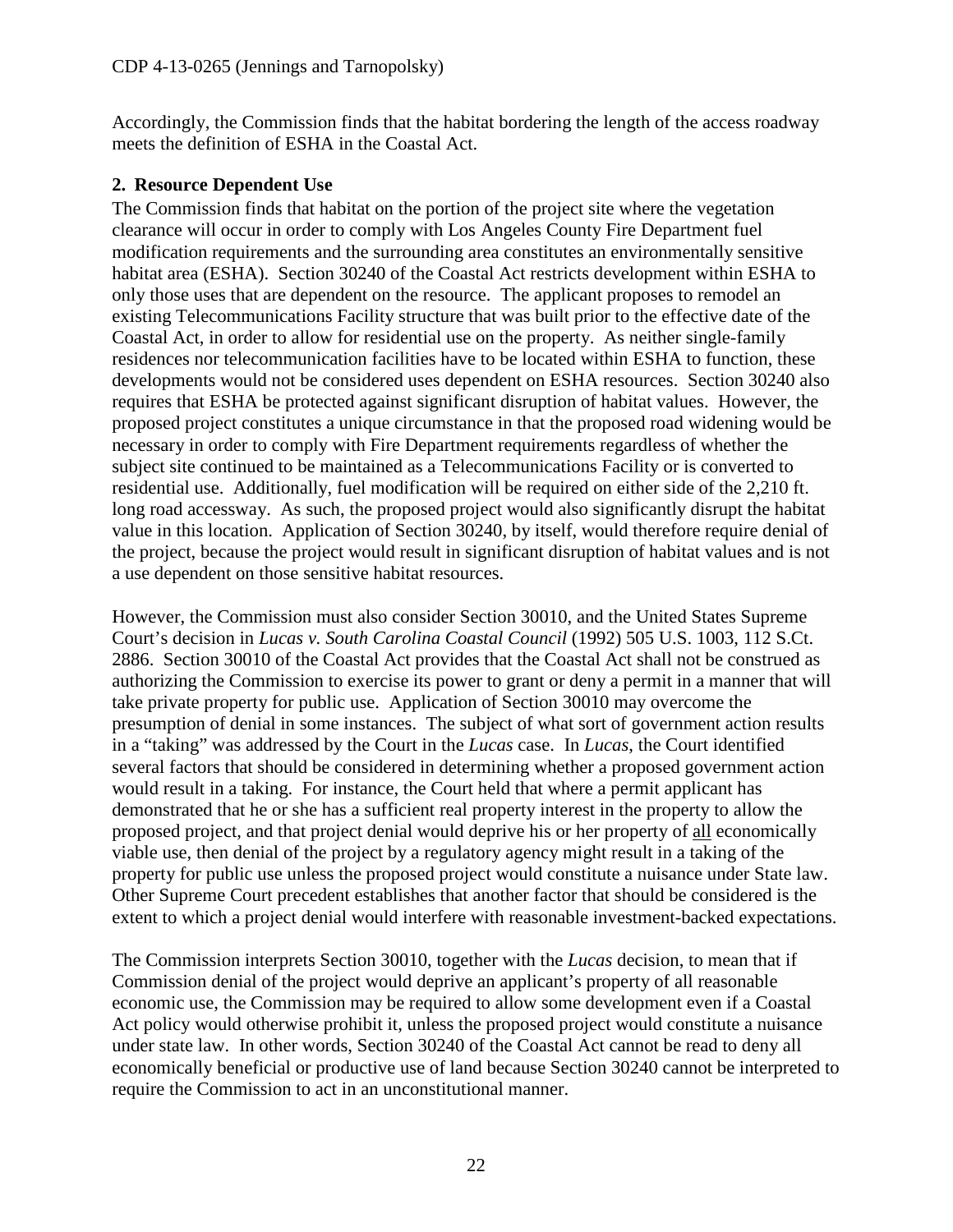Accordingly, the Commission finds that the habitat bordering the length of the access roadway meets the definition of ESHA in the Coastal Act.

### 2. Resource Dependent Use

The Commission finds that habitat on the portion of the project site where the vegetation clearance will occur in order to comply with Los Angeles County Fire Department fuel modification requirements and the surrounding area constitutes an environmentally sensitive habitat area (ESHA). Section 30240 of the Coastal Act restricts development within ESHA to only those uses that are dependent on the resource. The applicant proposes to remodel an existing Telecommunications Facility structure that was built prior to the effective date of the Coastal Act, in order to allow for residential use on the property. As neither single-family residences nor telecommunication facilities have to be located within ESHA to function, these developments would not be considered uses dependent on ESHA resources. Section 30240 also requires that ESHA be protected against significant disruption of habitat values. However, the proposed project constitutes a unique circumstance in that the proposed road widening would be necessary in order to comply with Fire Department requirements regardless of whether the subject site continued to be maintained as a Telecommunications Facility or is converted to residential use. Additionally, fuel modification will be required on either side of the 2,210 ft. long road accessway. As such, the proposed project would also significantly disrupt the habitat value in this location. Application of Section 30240, by itself, would therefore require denial of the project, because the project would result in significant disruption of habitat values and is not a use dependent on those sensitive habitat resources.

However, the Commission must also consider Section 30010, and the United States Supreme Court's decision in *Lucas v. South Carolina Coastal Council* (1992) 505 U.S. 1003, 112 S.Ct. 2886. Section 30010 of the Coastal Act provides that the Coastal Act shall not be construed as authorizing the Commission to exercise its power to grant or deny a permit in a manner that will take private property for public use. Application of Section 30010 may overcome the presumption of denial in some instances. The subject of what sort of government action results in a "taking" was addressed by the Court in the *Lucas* case. In *Lucas*, the Court identified several factors that should be considered in determining whether a proposed government action would result in a taking. For instance, the Court held that where a permit applicant has demonstrated that he or she has a sufficient real property interest in the property to allow the proposed project, and that project denial would deprive his or her property of <u>all</u> economically viable use, then denial of the project by a regulatory agency might result in a taking of the property for public use unless the proposed project would constitute a nuisance under State law. Other Supreme Court precedent establishes that another factor that should be considered is the extent to which a project denial would interfere with reasonable investment-backed expectations.

The Commission interprets Section 30010, together with the *Lucas* decision, to mean that if Commission denial of the project would deprive an applicant's property of all reasonable economic use, the Commission may be required to allow some development even if a Coastal Act policy would otherwise prohibit it, unless the proposed project would constitute a nuisance under state law. In other words, Section 30240 of the Coastal Act cannot be read to deny all economically beneficial or productive use of land because Section 30240 cannot be interpreted to require the Commission to act in an unconstitutional manner.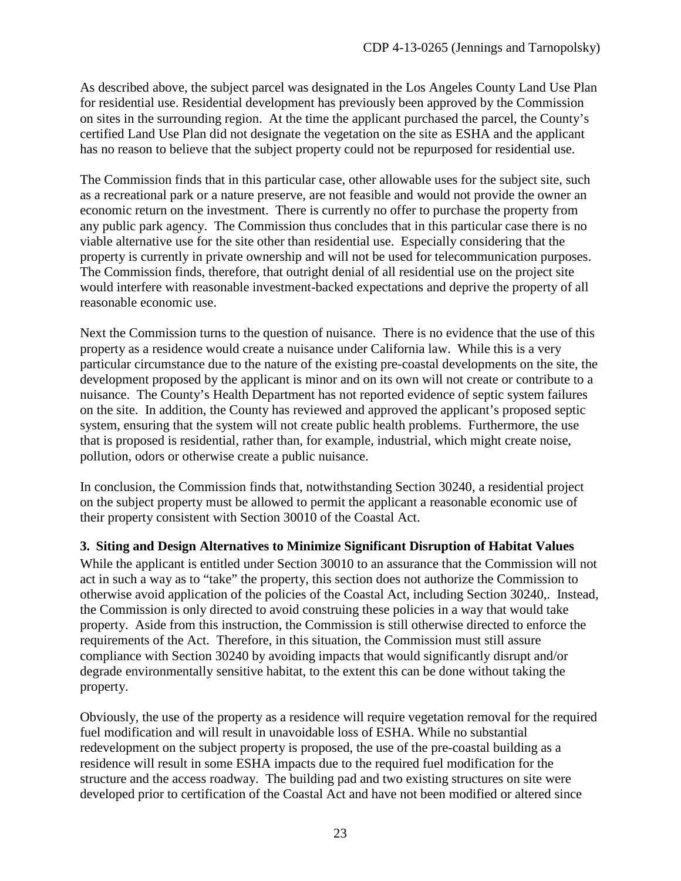As described above, the subject parcel was designated in the Los Angeles County Land Use Plan for residential use. Residential development has previously been approved by the Commission on sites in the surrounding region. At the time the applicant purchased the parcel, the County's certified Land Use Plan did not designate the vegetation on the site as ESHA and the applicant has no reason to believe that the subject property could not be repurposed for residential use.

The Commission finds that in this particular case, other allowable uses for the subject site, such as a recreational park or a nature preserve, are not feasible and would not provide the owner an economic return on the investment. There is currently no offer to purchase the property from any public park agency. The Commission thus concludes that in this particular case there is no viable alternative use for the site other than residential use. Especially considering that the property is currently in private ownership and will not be used for telecommunication purposes. The Commission finds, therefore, that outright denial of all residential use on the project site would interfere with reasonable investment-backed expectations and deprive the property of all reasonable economic use.

Next the Commission turns to the question of nuisance. There is no evidence that the use of this property as a residence would create a nuisance under California law. While this is a very particular circumstance due to the nature of the existing pre-coastal developments on the site, the development proposed by the applicant is minor and on its own will not create or contribute to a nuisance. The County's Health Department has not reported evidence of septic system failures on the site. In addition, the County has reviewed and approved the applicant's proposed septic system, ensuring that the system will not create public health problems. Furthermore, the use that is proposed is residential, rather than, for example, industrial, which might create noise, pollution, odors or otherwise create a public nuisance.

In conclusion, the Commission finds that, notwithstanding Section 30240, a residential project on the subject property must be allowed to permit the applicant a reasonable economic use of their property consistent with Section 30010 of the Coastal Act.

### 3. Siting and Design Alternatives to Minimize Significant Disruption of Habitat Values

While the applicant is entitled under Section 30010 to an assurance that the Commission will not act in such a way as to "take" the property, this section does not authorize the Commission to otherwise avoid application of the policies of the Coastal Act, including Section 30240,. Instead, the Commission is only directed to avoid construing these policies in a way that would take property. Aside from this instruction, the Commission is still otherwise directed to enforce the requirements of the Act. Therefore, in this situation, the Commission must still assure compliance with Section 30240 by avoiding impacts that would significantly disrupt and/or degrade environmentally sensitive habitat, to the extent this can be done without taking the property.

Obviously, the use of the property as a residence will require vegetation removal for the required fuel modification and will result in unavoidable loss of ESHA. While no substantial redevelopment on the subject property is proposed, the use of the pre-coastal building as a residence will result in some ESHA impacts due to the required fuel modification for the structure and the access roadway. The building pad and two existing structures on site were developed prior to certification of the Coastal Act and have not been modified or altered since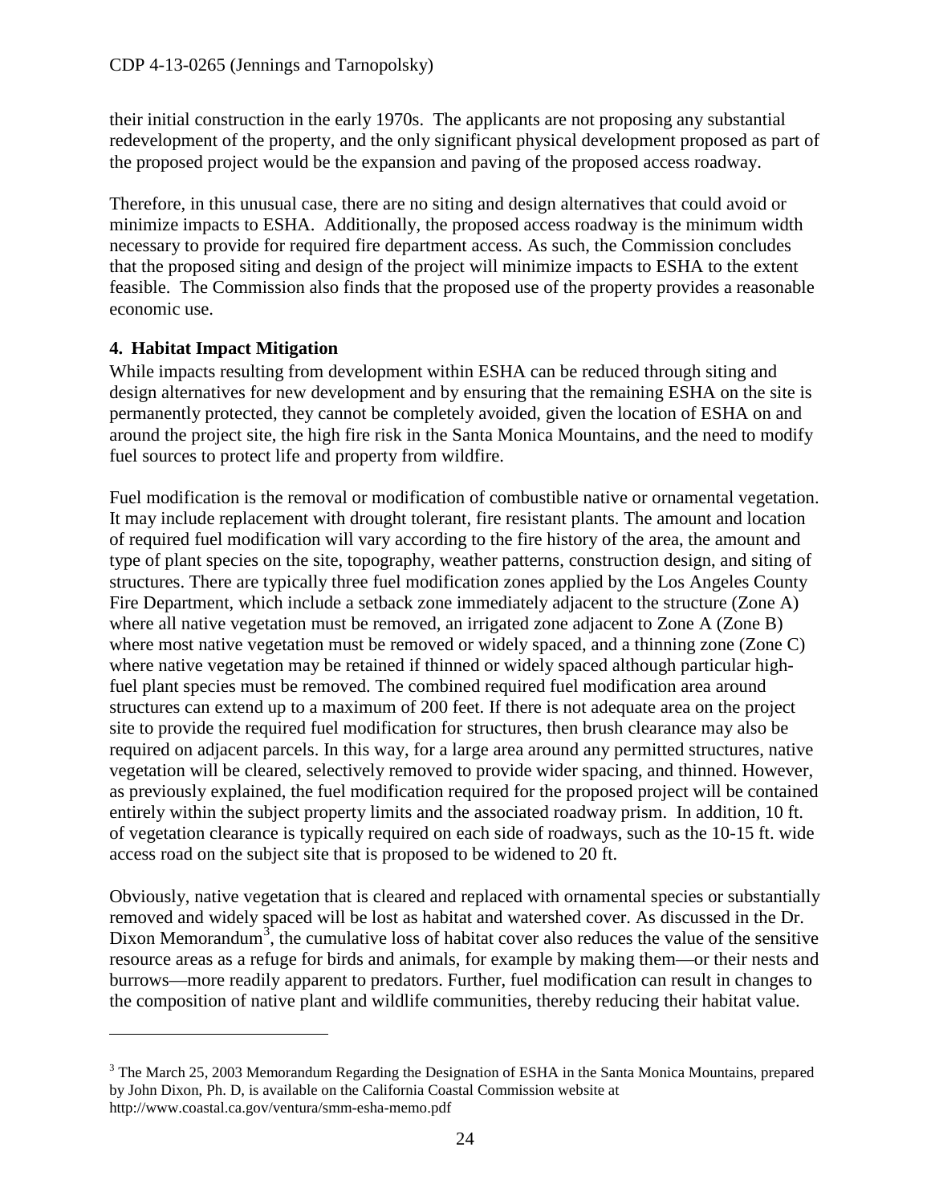their initial construction in the early 1970s. The applicants are not proposing any substantial redevelopment of the property, and the only significant physical development proposed as part of the proposed project would be the expansion and paving of the proposed access roadway.

Therefore, in this unusual case, there are no siting and design alternatives that could avoid or minimize impacts to ESHA. Additionally, the proposed access roadway is the minimum width necessary to provide for required fire department access. As such, the Commission concludes that the proposed siting and design of the project will minimize impacts to ESHA to the extent feasible. The Commission also finds that the proposed use of the property provides a reasonable economic use.

**4. Habitat Impact Mitigation**

While impacts resulting from development within ESHA can be reduced through siting and design alternatives for new development and by ensuring that the remaining ESHA on the site is permanently protected, they cannot be completely avoided, given the location of ESHA on and around the project site, the high fire risk in the Santa Monica Mountains, and the need to modify fuel sources to protect life and property from wildfire.

Fuel modification is the removal or modification of combustible native or ornamental vegetation. It may include replacement with drought tolerant, fire resistant plants. The amount and location of required fuel modification will vary according to the fire history of the area, the amount and type of plant species on the site, topography, weather patterns, construction design, and siting of structures. There are typically three fuel modification zones applied by the Los Angeles County Fire Department, which include a setback zone immediately adjacent to the structure (Zone A) where all native vegetation must be removed, an irrigated zone adjacent to Zone A (Zone B) where most native vegetation must be removed or widely spaced, and a thinning zone (Zone C) where native vegetation may be retained if thinned or widely spaced although particular high-fuel plant species must be removed. The combined required fuel modification area around structures can extend up to a maximum of 200 feet. If there is not adequate area on the project site to provide the required fuel modification for structures, then brush clearance may also be required on adjacent parcels. In this way, for a large area around any permitted structures, native vegetation will be cleared, selectively removed to provide wider spacing, and thinned. However, as previously explained, the fuel modification required for the proposed project will be contained entirely within the subject property limits and the associated roadway prism. In addition, 10 ft. of vegetation clearance is typically required on each side of roadways, such as the 10-15 ft. wide access road on the subject site that is proposed to be widened to 20 ft.

Obviously, native vegetation that is cleared and replaced with ornamental species or substantially removed and widely spaced will be lost as habitat and watershed cover. As discussed in the Dr. Dixon Memorandum[3], the cumulative loss of habitat cover also reduces the value of the sensitive resource areas as a refuge for birds and animals, for example by making them—or their nests and burrows—more readily apparent to predators. Further, fuel modification can result in changes to the composition of native plant and wildlife communities, thereby reducing their habitat value.

---

[3] The March 25, 2003 Memorandum Regarding the Designation of ESHA in the Santa Monica Mountains, prepared by John Dixon, Ph. D, is available on the California Coastal Commission website at http://www.coastal.ca.gov/ventura/smm-esha-memo.pdf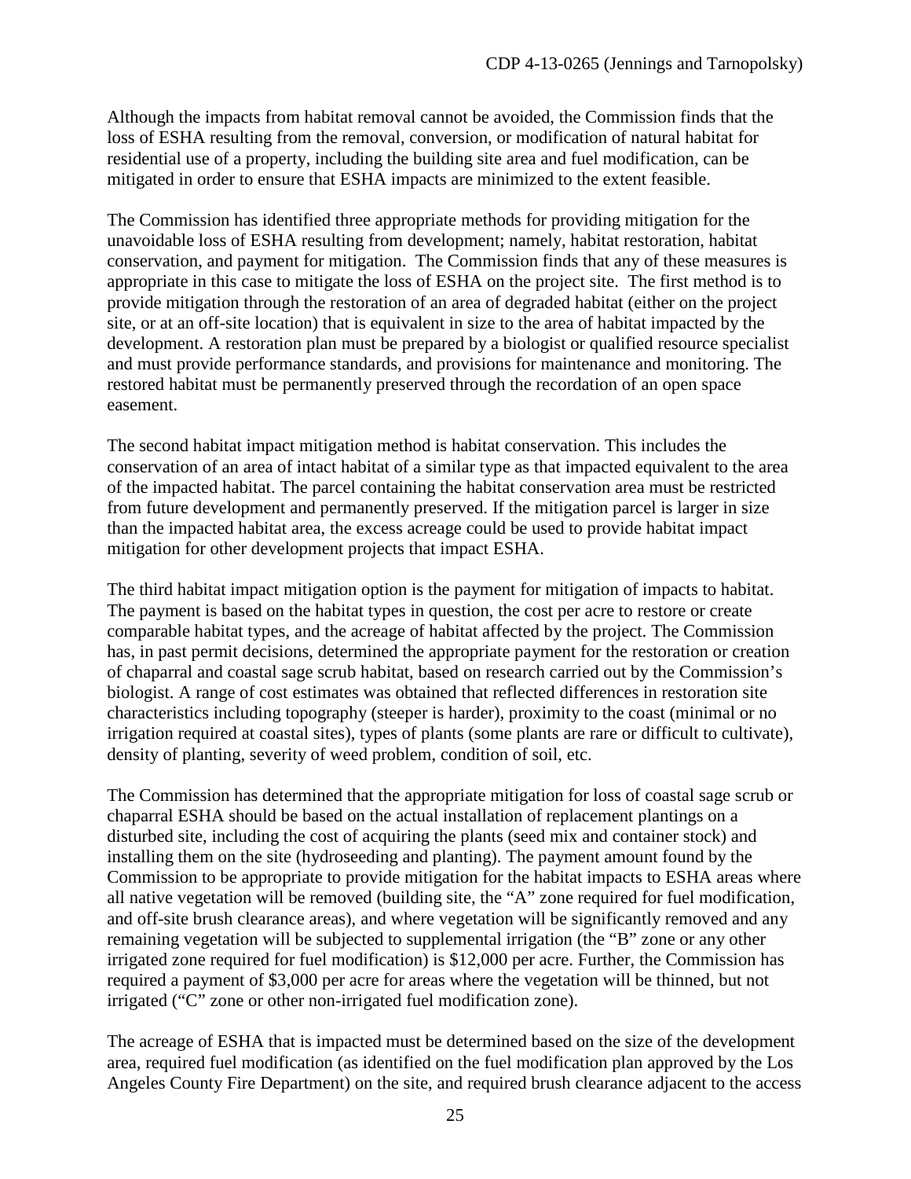Although the impacts from habitat removal cannot be avoided, the Commission finds that the loss of ESHA resulting from the removal, conversion, or modification of natural habitat for residential use of a property, including the building site area and fuel modification, can be mitigated in order to ensure that ESHA impacts are minimized to the extent feasible.

The Commission has identified three appropriate methods for providing mitigation for the unavoidable loss of ESHA resulting from development; namely, habitat restoration, habitat conservation, and payment for mitigation. The Commission finds that any of these measures is appropriate in this case to mitigate the loss of ESHA on the project site. The first method is to provide mitigation through the restoration of an area of degraded habitat (either on the project site, or at an off-site location) that is equivalent in size to the area of habitat impacted by the development. A restoration plan must be prepared by a biologist or qualified resource specialist and must provide performance standards, and provisions for maintenance and monitoring. The restored habitat must be permanently preserved through the recordation of an open space easement.

The second habitat impact mitigation method is habitat conservation. This includes the conservation of an area of intact habitat of a similar type as that impacted equivalent to the area of the impacted habitat. The parcel containing the habitat conservation area must be restricted from future development and permanently preserved. If the mitigation parcel is larger in size than the impacted habitat area, the excess acreage could be used to provide habitat impact mitigation for other development projects that impact ESHA.

The third habitat impact mitigation option is the payment for mitigation of impacts to habitat. The payment is based on the habitat types in question, the cost per acre to restore or create comparable habitat types, and the acreage of habitat affected by the project. The Commission has, in past permit decisions, determined the appropriate payment for the restoration or creation of chaparral and coastal sage scrub habitat, based on research carried out by the Commission's biologist. A range of cost estimates was obtained that reflected differences in restoration site characteristics including topography (steeper is harder), proximity to the coast (minimal or no irrigation required at coastal sites), types of plants (some plants are rare or difficult to cultivate), density of planting, severity of weed problem, condition of soil, etc.

The Commission has determined that the appropriate mitigation for loss of coastal sage scrub or chaparral ESHA should be based on the actual installation of replacement plantings on a disturbed site, including the cost of acquiring the plants (seed mix and container stock) and installing them on the site (hydroseeding and planting). The payment amount found by the Commission to be appropriate to provide mitigation for the habitat impacts to ESHA areas where all native vegetation will be removed (building site, the "A" zone required for fuel modification, and off-site brush clearance areas), and where vegetation will be significantly removed and any remaining vegetation will be subjected to supplemental irrigation (the "B" zone or any other irrigated zone required for fuel modification) is $12,000 per acre. Further, the Commission has required a payment of $3,000 per acre for areas where the vegetation will be thinned, but not irrigated ("C" zone or other non-irrigated fuel modification zone).

The acreage of ESHA that is impacted must be determined based on the size of the development area, required fuel modification (as identified on the fuel modification plan approved by the Los Angeles County Fire Department) on the site, and required brush clearance adjacent to the access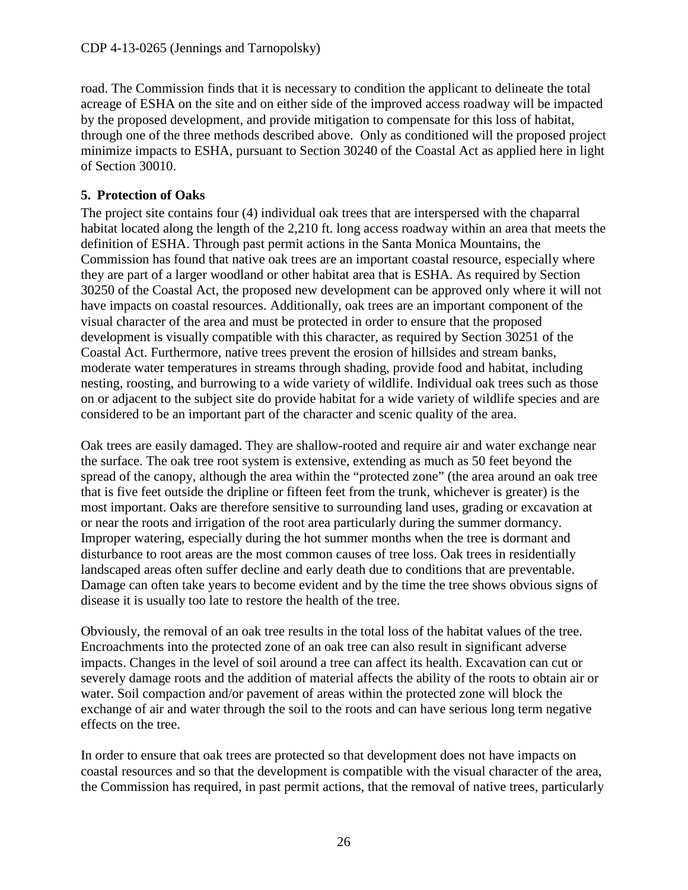road. The Commission finds that it is necessary to condition the applicant to delineate the total acreage of ESHA on the site and on either side of the improved access roadway will be impacted by the proposed development, and provide mitigation to compensate for this loss of habitat, through one of the three methods described above. Only as conditioned will the proposed project minimize impacts to ESHA, pursuant to Section 30240 of the Coastal Act as applied here in light of Section 30010.

**5. Protection of Oaks**

The project site contains four (4) individual oak trees that are interspersed with the chaparral habitat located along the length of the 2,210 ft. long access roadway within an area that meets the definition of ESHA. Through past permit actions in the Santa Monica Mountains, the Commission has found that native oak trees are an important coastal resource, especially where they are part of a larger woodland or other habitat area that is ESHA. As required by Section 30250 of the Coastal Act, the proposed new development can be approved only where it will not have impacts on coastal resources. Additionally, oak trees are an important component of the visual character of the area and must be protected in order to ensure that the proposed development is visually compatible with this character, as required by Section 30251 of the Coastal Act. Furthermore, native trees prevent the erosion of hillsides and stream banks, moderate water temperatures in streams through shading, provide food and habitat, including nesting, roosting, and burrowing to a wide variety of wildlife. Individual oak trees such as those on or adjacent to the subject site do provide habitat for a wide variety of wildlife species and are considered to be an important part of the character and scenic quality of the area.

Oak trees are easily damaged. They are shallow-rooted and require air and water exchange near the surface. The oak tree root system is extensive, extending as much as 50 feet beyond the spread of the canopy, although the area within the "protected zone" (the area around an oak tree that is five feet outside the dripline or fifteen feet from the trunk, whichever is greater) is the most important. Oaks are therefore sensitive to surrounding land uses, grading or excavation at or near the roots and irrigation of the root area particularly during the summer dormancy. Improper watering, especially during the hot summer months when the tree is dormant and disturbance to root areas are the most common causes of tree loss. Oak trees in residentially landscaped areas often suffer decline and early death due to conditions that are preventable. Damage can often take years to become evident and by the time the tree shows obvious signs of disease it is usually too late to restore the health of the tree.

Obviously, the removal of an oak tree results in the total loss of the habitat values of the tree. Encroachments into the protected zone of an oak tree can also result in significant adverse impacts. Changes in the level of soil around a tree can affect its health. Excavation can cut or severely damage roots and the addition of material affects the ability of the roots to obtain air or water. Soil compaction and/or pavement of areas within the protected zone will block the exchange of air and water through the soil to the roots and can have serious long term negative effects on the tree.

In order to ensure that oak trees are protected so that development does not have impacts on coastal resources and so that the development is compatible with the visual character of the area, the Commission has required, in past permit actions, that the removal of native trees, particularly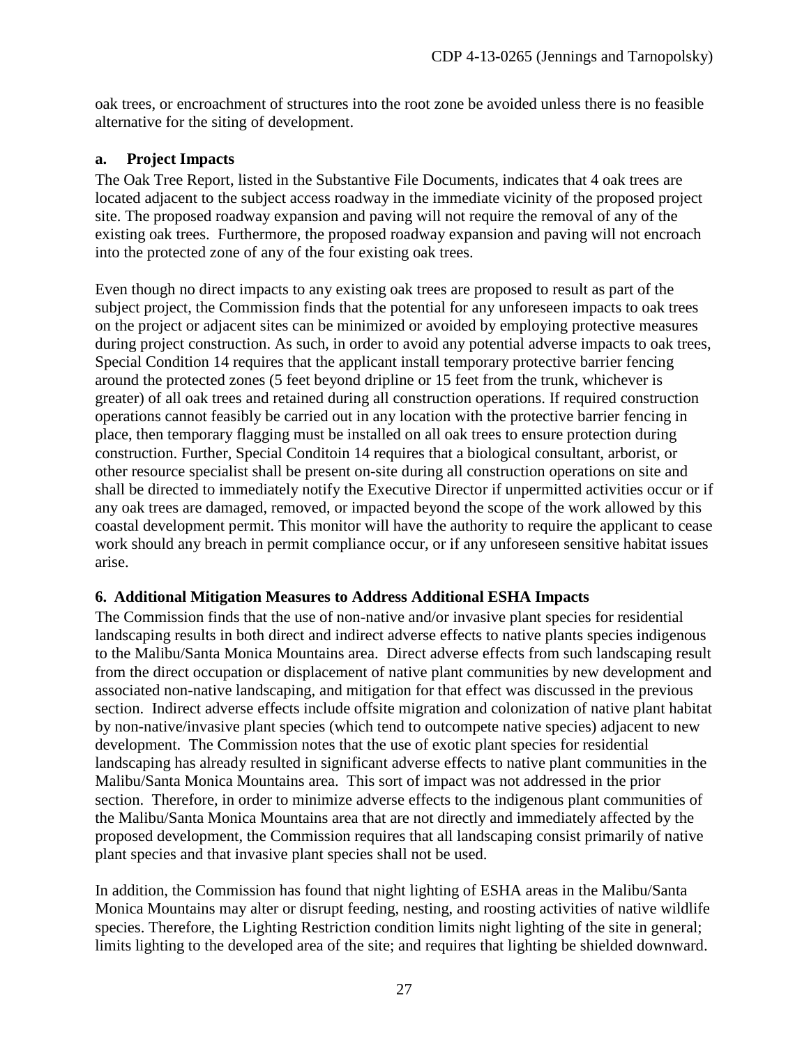oak trees, or encroachment of structures into the root zone be avoided unless there is no feasible alternative for the siting of development.

### a. Project Impacts

The Oak Tree Report, listed in the Substantive File Documents, indicates that 4 oak trees are located adjacent to the subject access roadway in the immediate vicinity of the proposed project site. The proposed roadway expansion and paving will not require the removal of any of the existing oak trees. Furthermore, the proposed roadway expansion and paving will not encroach into the protected zone of any of the four existing oak trees.

Even though no direct impacts to any existing oak trees are proposed to result as part of the subject project, the Commission finds that the potential for any unforeseen impacts to oak trees on the project or adjacent sites can be minimized or avoided by employing protective measures during project construction. As such, in order to avoid any potential adverse impacts to oak trees, Special Condition 14 requires that the applicant install temporary protective barrier fencing around the protected zones (5 feet beyond dripline or 15 feet from the trunk, whichever is greater) of all oak trees and retained during all construction operations. If required construction operations cannot feasibly be carried out in any location with the protective barrier fencing in place, then temporary flagging must be installed on all oak trees to ensure protection during construction. Further, Special Conditoin 14 requires that a biological consultant, arborist, or other resource specialist shall be present on-site during all construction operations on site and shall be directed to immediately notify the Executive Director if unpermitted activities occur or if any oak trees are damaged, removed, or impacted beyond the scope of the work allowed by this coastal development permit. This monitor will have the authority to require the applicant to cease work should any breach in permit compliance occur, or if any unforeseen sensitive habitat issues arise.

## 6. Additional Mitigation Measures to Address Additional ESHA Impacts

The Commission finds that the use of non-native and/or invasive plant species for residential landscaping results in both direct and indirect adverse effects to native plants species indigenous to the Malibu/Santa Monica Mountains area. Direct adverse effects from such landscaping result from the direct occupation or displacement of native plant communities by new development and associated non-native landscaping, and mitigation for that effect was discussed in the previous section. Indirect adverse effects include offsite migration and colonization of native plant habitat by non-native/invasive plant species (which tend to outcompete native species) adjacent to new development. The Commission notes that the use of exotic plant species for residential landscaping has already resulted in significant adverse effects to native plant communities in the Malibu/Santa Monica Mountains area. This sort of impact was not addressed in the prior section. Therefore, in order to minimize adverse effects to the indigenous plant communities of the Malibu/Santa Monica Mountains area that are not directly and immediately affected by the proposed development, the Commission requires that all landscaping consist primarily of native plant species and that invasive plant species shall not be used.

In addition, the Commission has found that night lighting of ESHA areas in the Malibu/Santa Monica Mountains may alter or disrupt feeding, nesting, and roosting activities of native wildlife species. Therefore, the Lighting Restriction condition limits night lighting of the site in general; limits lighting to the developed area of the site; and requires that lighting be shielded downward.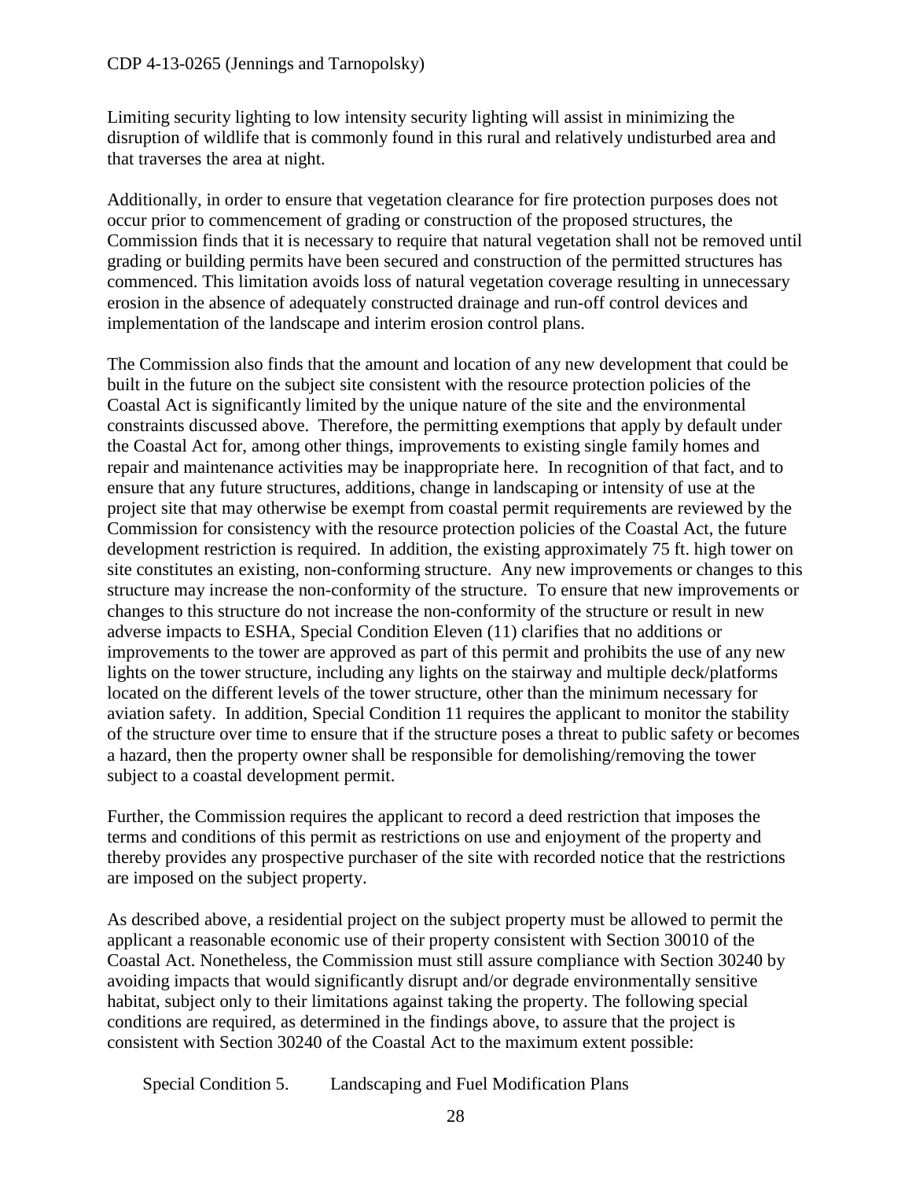Limiting security lighting to low intensity security lighting will assist in minimizing the disruption of wildlife that is commonly found in this rural and relatively undisturbed area and that traverses the area at night.

Additionally, in order to ensure that vegetation clearance for fire protection purposes does not occur prior to commencement of grading or construction of the proposed structures, the Commission finds that it is necessary to require that natural vegetation shall not be removed until grading or building permits have been secured and construction of the permitted structures has commenced. This limitation avoids loss of natural vegetation coverage resulting in unnecessary erosion in the absence of adequately constructed drainage and run-off control devices and implementation of the landscape and interim erosion control plans.

The Commission also finds that the amount and location of any new development that could be built in the future on the subject site consistent with the resource protection policies of the Coastal Act is significantly limited by the unique nature of the site and the environmental constraints discussed above. Therefore, the permitting exemptions that apply by default under the Coastal Act for, among other things, improvements to existing single family homes and repair and maintenance activities may be inappropriate here. In recognition of that fact, and to ensure that any future structures, additions, change in landscaping or intensity of use at the project site that may otherwise be exempt from coastal permit requirements are reviewed by the Commission for consistency with the resource protection policies of the Coastal Act, the future development restriction is required. In addition, the existing approximately 75 ft. high tower on site constitutes an existing, non-conforming structure. Any new improvements or changes to this structure may increase the non-conformity of the structure. To ensure that new improvements or changes to this structure do not increase the non-conformity of the structure or result in new adverse impacts to ESHA, Special Condition Eleven (11) clarifies that no additions or improvements to the tower are approved as part of this permit and prohibits the use of any new lights on the tower structure, including any lights on the stairway and multiple deck/platforms located on the different levels of the tower structure, other than the minimum necessary for aviation safety. In addition, Special Condition 11 requires the applicant to monitor the stability of the structure over time to ensure that if the structure poses a threat to public safety or becomes a hazard, then the property owner shall be responsible for demolishing/removing the tower subject to a coastal development permit.

Further, the Commission requires the applicant to record a deed restriction that imposes the terms and conditions of this permit as restrictions on use and enjoyment of the property and thereby provides any prospective purchaser of the site with recorded notice that the restrictions are imposed on the subject property.

As described above, a residential project on the subject property must be allowed to permit the applicant a reasonable economic use of their property consistent with Section 30010 of the Coastal Act. Nonetheless, the Commission must still assure compliance with Section 30240 by avoiding impacts that would significantly disrupt and/or degrade environmentally sensitive habitat, subject only to their limitations against taking the property. The following special conditions are required, as determined in the findings above, to assure that the project is consistent with Section 30240 of the Coastal Act to the maximum extent possible:

Special Condition 5. Landscaping and Fuel Modification Plans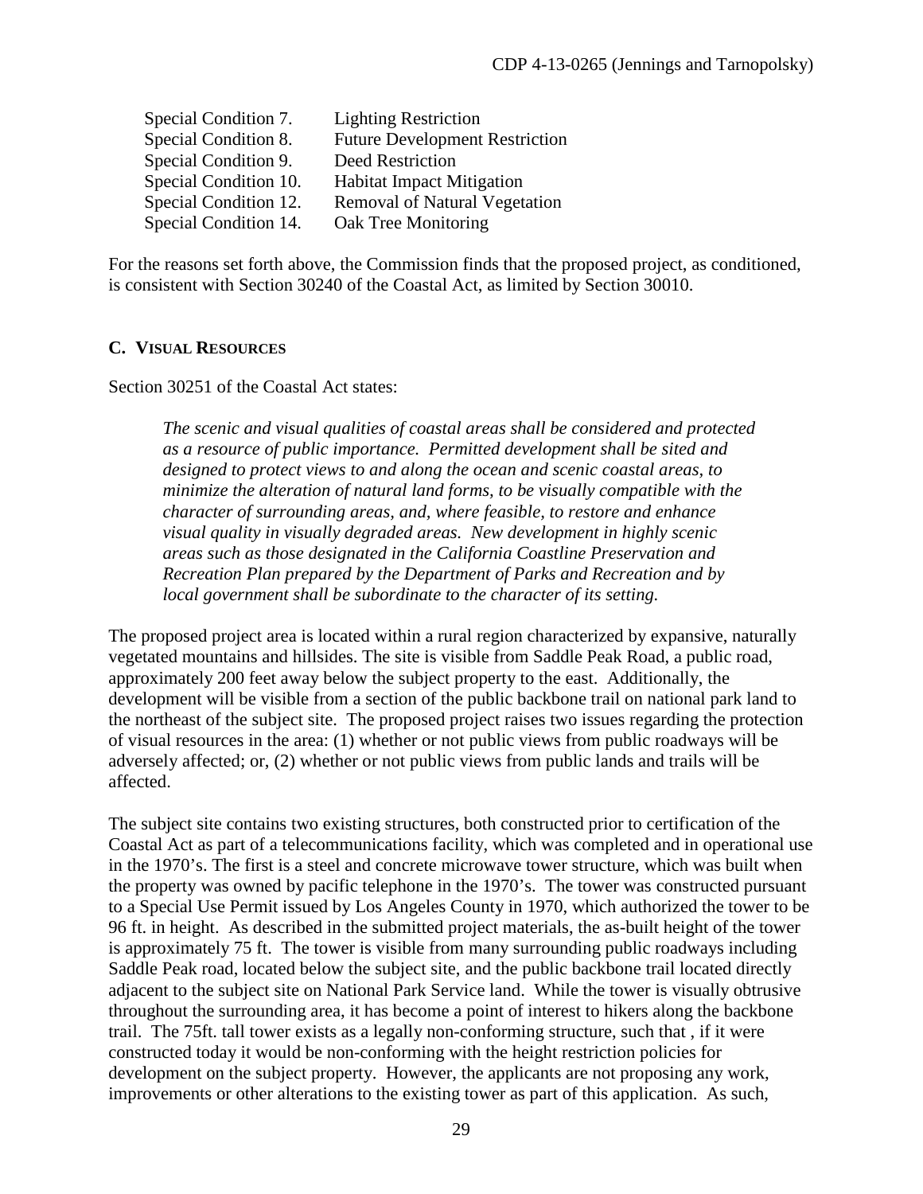| | |
|---|---|
| Special Condition 7. | Lighting Restriction |
| Special Condition 8. | Future Development Restriction |
| Special Condition 9. | Deed Restriction |
| Special Condition 10. | Habitat Impact Mitigation |
| Special Condition 12. | Removal of Natural Vegetation |
| Special Condition 14. | Oak Tree Monitoring |

For the reasons set forth above, the Commission finds that the proposed project, as conditioned, is consistent with Section 30240 of the Coastal Act, as limited by Section 30010.

### C. VISUAL RESOURCES

Section 30251 of the Coastal Act states:

> *The scenic and visual qualities of coastal areas shall be considered and protected as a resource of public importance. Permitted development shall be sited and designed to protect views to and along the ocean and scenic coastal areas, to minimize the alteration of natural land forms, to be visually compatible with the character of surrounding areas, and, where feasible, to restore and enhance visual quality in visually degraded areas. New development in highly scenic areas such as those designated in the California Coastline Preservation and Recreation Plan prepared by the Department of Parks and Recreation and by local government shall be subordinate to the character of its setting.*

The proposed project area is located within a rural region characterized by expansive, naturally vegetated mountains and hillsides. The site is visible from Saddle Peak Road, a public road, approximately 200 feet away below the subject property to the east. Additionally, the development will be visible from a section of the public backbone trail on national park land to the northeast of the subject site. The proposed project raises two issues regarding the protection of visual resources in the area: (1) whether or not public views from public roadways will be adversely affected; or, (2) whether or not public views from public lands and trails will be affected.

The subject site contains two existing structures, both constructed prior to certification of the Coastal Act as part of a telecommunications facility, which was completed and in operational use in the 1970's. The first is a steel and concrete microwave tower structure, which was built when the property was owned by pacific telephone in the 1970's. The tower was constructed pursuant to a Special Use Permit issued by Los Angeles County in 1970, which authorized the tower to be 96 ft. in height. As described in the submitted project materials, the as-built height of the tower is approximately 75 ft. The tower is visible from many surrounding public roadways including Saddle Peak road, located below the subject site, and the public backbone trail located directly adjacent to the subject site on National Park Service land. While the tower is visually obtrusive throughout the surrounding area, it has become a point of interest to hikers along the backbone trail. The 75ft. tall tower exists as a legally non-conforming structure, such that , if it were constructed today it would be non-conforming with the height restriction policies for development on the subject property. However, the applicants are not proposing any work, improvements or other alterations to the existing tower as part of this application. As such,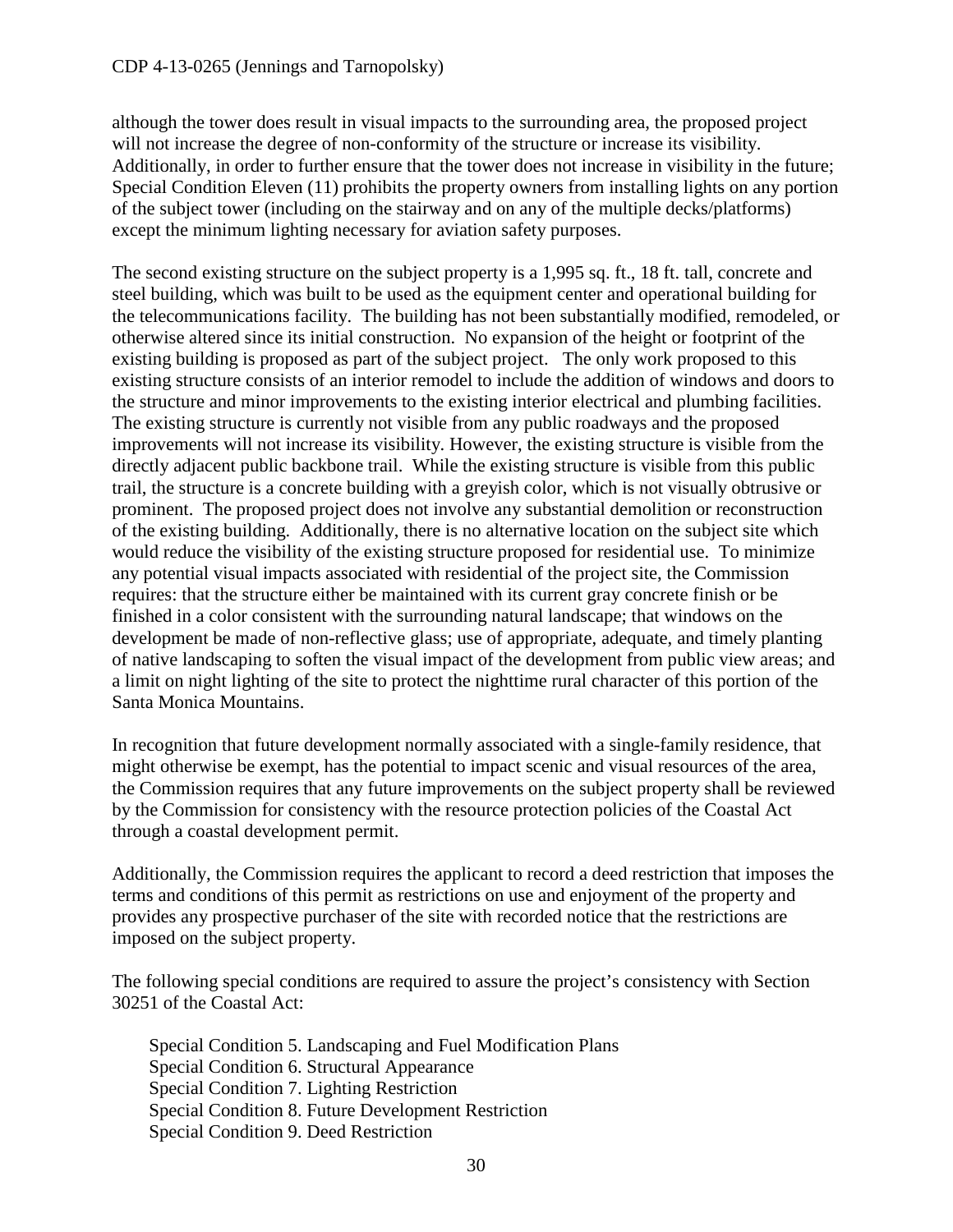although the tower does result in visual impacts to the surrounding area, the proposed project will not increase the degree of non-conformity of the structure or increase its visibility. Additionally, in order to further ensure that the tower does not increase in visibility in the future; Special Condition Eleven (11) prohibits the property owners from installing lights on any portion of the subject tower (including on the stairway and on any of the multiple decks/platforms) except the minimum lighting necessary for aviation safety purposes.

The second existing structure on the subject property is a 1,995 sq. ft., 18 ft. tall, concrete and steel building, which was built to be used as the equipment center and operational building for the telecommunications facility. The building has not been substantially modified, remodeled, or otherwise altered since its initial construction. No expansion of the height or footprint of the existing building is proposed as part of the subject project. The only work proposed to this existing structure consists of an interior remodel to include the addition of windows and doors to the structure and minor improvements to the existing interior electrical and plumbing facilities. The existing structure is currently not visible from any public roadways and the proposed improvements will not increase its visibility. However, the existing structure is visible from the directly adjacent public backbone trail. While the existing structure is visible from this public trail, the structure is a concrete building with a greyish color, which is not visually obtrusive or prominent. The proposed project does not involve any substantial demolition or reconstruction of the existing building. Additionally, there is no alternative location on the subject site which would reduce the visibility of the existing structure proposed for residential use. To minimize any potential visual impacts associated with residential of the project site, the Commission requires: that the structure either be maintained with its current gray concrete finish or be finished in a color consistent with the surrounding natural landscape; that windows on the development be made of non-reflective glass; use of appropriate, adequate, and timely planting of native landscaping to soften the visual impact of the development from public view areas; and a limit on night lighting of the site to protect the nighttime rural character of this portion of the Santa Monica Mountains.

In recognition that future development normally associated with a single-family residence, that might otherwise be exempt, has the potential to impact scenic and visual resources of the area, the Commission requires that any future improvements on the subject property shall be reviewed by the Commission for consistency with the resource protection policies of the Coastal Act through a coastal development permit.

Additionally, the Commission requires the applicant to record a deed restriction that imposes the terms and conditions of this permit as restrictions on use and enjoyment of the property and provides any prospective purchaser of the site with recorded notice that the restrictions are imposed on the subject property.

The following special conditions are required to assure the project's consistency with Section 30251 of the Coastal Act:

- Special Condition 5. Landscaping and Fuel Modification Plans
- Special Condition 6. Structural Appearance
- Special Condition 7. Lighting Restriction
- Special Condition 8. Future Development Restriction
- Special Condition 9. Deed Restriction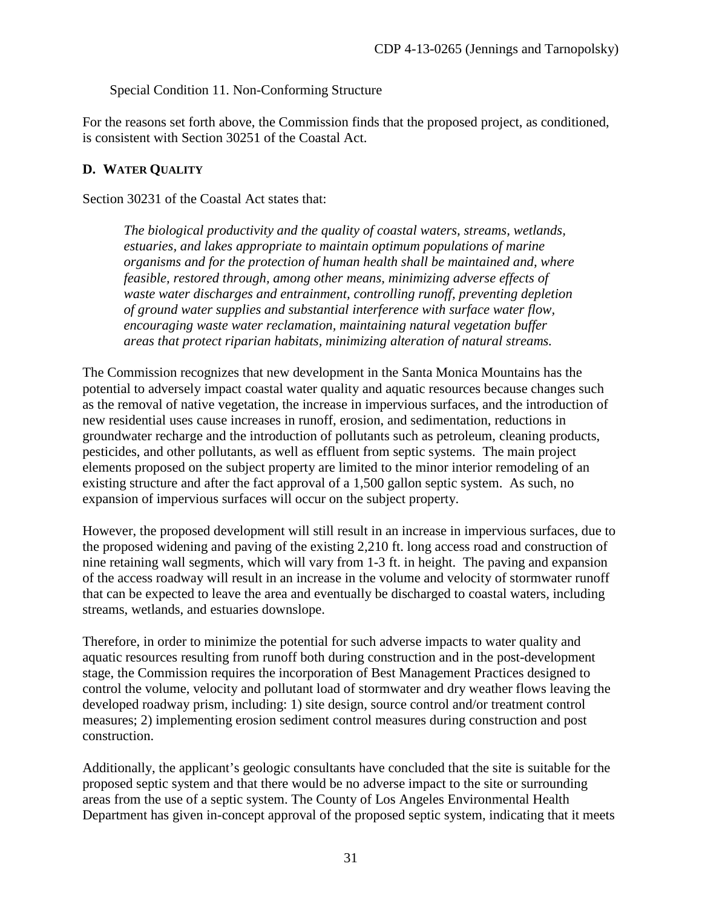Special Condition 11. Non-Conforming Structure

For the reasons set forth above, the Commission finds that the proposed project, as conditioned, is consistent with Section 30251 of the Coastal Act.

## D. WATER QUALITY

Section 30231 of the Coastal Act states that:

> *The biological productivity and the quality of coastal waters, streams, wetlands, estuaries, and lakes appropriate to maintain optimum populations of marine organisms and for the protection of human health shall be maintained and, where feasible, restored through, among other means, minimizing adverse effects of waste water discharges and entrainment, controlling runoff, preventing depletion of ground water supplies and substantial interference with surface water flow, encouraging waste water reclamation, maintaining natural vegetation buffer areas that protect riparian habitats, minimizing alteration of natural streams.*

The Commission recognizes that new development in the Santa Monica Mountains has the potential to adversely impact coastal water quality and aquatic resources because changes such as the removal of native vegetation, the increase in impervious surfaces, and the introduction of new residential uses cause increases in runoff, erosion, and sedimentation, reductions in groundwater recharge and the introduction of pollutants such as petroleum, cleaning products, pesticides, and other pollutants, as well as effluent from septic systems. The main project elements proposed on the subject property are limited to the minor interior remodeling of an existing structure and after the fact approval of a 1,500 gallon septic system. As such, no expansion of impervious surfaces will occur on the subject property.

However, the proposed development will still result in an increase in impervious surfaces, due to the proposed widening and paving of the existing 2,210 ft. long access road and construction of nine retaining wall segments, which will vary from 1-3 ft. in height. The paving and expansion of the access roadway will result in an increase in the volume and velocity of stormwater runoff that can be expected to leave the area and eventually be discharged to coastal waters, including streams, wetlands, and estuaries downslope.

Therefore, in order to minimize the potential for such adverse impacts to water quality and aquatic resources resulting from runoff both during construction and in the post-development stage, the Commission requires the incorporation of Best Management Practices designed to control the volume, velocity and pollutant load of stormwater and dry weather flows leaving the developed roadway prism, including: 1) site design, source control and/or treatment control measures; 2) implementing erosion sediment control measures during construction and post construction.

Additionally, the applicant's geologic consultants have concluded that the site is suitable for the proposed septic system and that there would be no adverse impact to the site or surrounding areas from the use of a septic system. The County of Los Angeles Environmental Health Department has given in-concept approval of the proposed septic system, indicating that it meets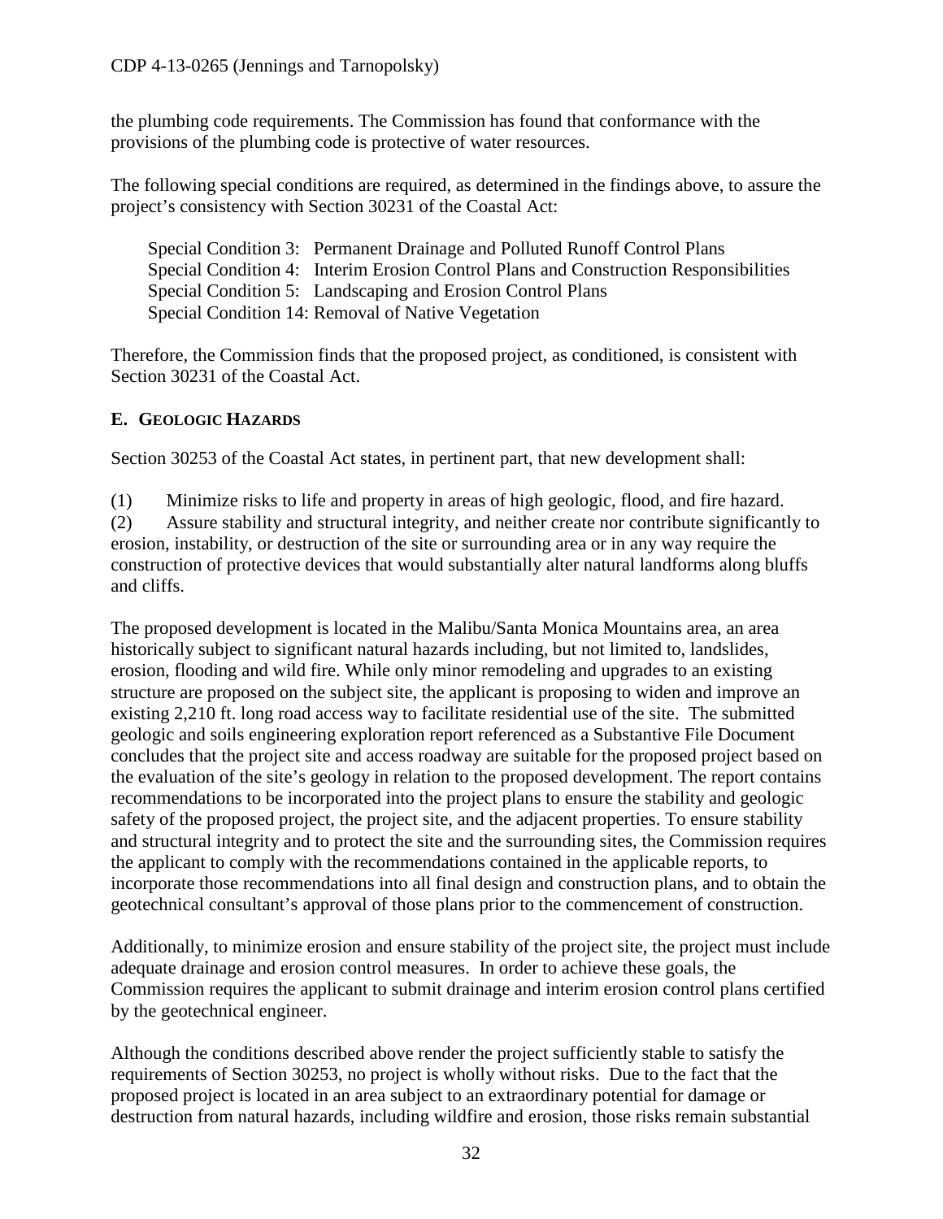the plumbing code requirements. The Commission has found that conformance with the provisions of the plumbing code is protective of water resources.

The following special conditions are required, as determined in the findings above, to assure the project's consistency with Section 30231 of the Coastal Act:

Special Condition 3: Permanent Drainage and Polluted Runoff Control Plans
Special Condition 4: Interim Erosion Control Plans and Construction Responsibilities
Special Condition 5: Landscaping and Erosion Control Plans
Special Condition 14: Removal of Native Vegetation

Therefore, the Commission finds that the proposed project, as conditioned, is consistent with Section 30231 of the Coastal Act.

### E. GEOLOGIC HAZARDS

Section 30253 of the Coastal Act states, in pertinent part, that new development shall:

(1) Minimize risks to life and property in areas of high geologic, flood, and fire hazard.
(2) Assure stability and structural integrity, and neither create nor contribute significantly to erosion, instability, or destruction of the site or surrounding area or in any way require the construction of protective devices that would substantially alter natural landforms along bluffs and cliffs.

The proposed development is located in the Malibu/Santa Monica Mountains area, an area historically subject to significant natural hazards including, but not limited to, landslides, erosion, flooding and wild fire. While only minor remodeling and upgrades to an existing structure are proposed on the subject site, the applicant is proposing to widen and improve an existing 2,210 ft. long road access way to facilitate residential use of the site. The submitted geologic and soils engineering exploration report referenced as a Substantive File Document concludes that the project site and access roadway are suitable for the proposed project based on the evaluation of the site's geology in relation to the proposed development. The report contains recommendations to be incorporated into the project plans to ensure the stability and geologic safety of the proposed project, the project site, and the adjacent properties. To ensure stability and structural integrity and to protect the site and the surrounding sites, the Commission requires the applicant to comply with the recommendations contained in the applicable reports, to incorporate those recommendations into all final design and construction plans, and to obtain the geotechnical consultant's approval of those plans prior to the commencement of construction.

Additionally, to minimize erosion and ensure stability of the project site, the project must include adequate drainage and erosion control measures. In order to achieve these goals, the Commission requires the applicant to submit drainage and interim erosion control plans certified by the geotechnical engineer.

Although the conditions described above render the project sufficiently stable to satisfy the requirements of Section 30253, no project is wholly without risks. Due to the fact that the proposed project is located in an area subject to an extraordinary potential for damage or destruction from natural hazards, including wildfire and erosion, those risks remain substantial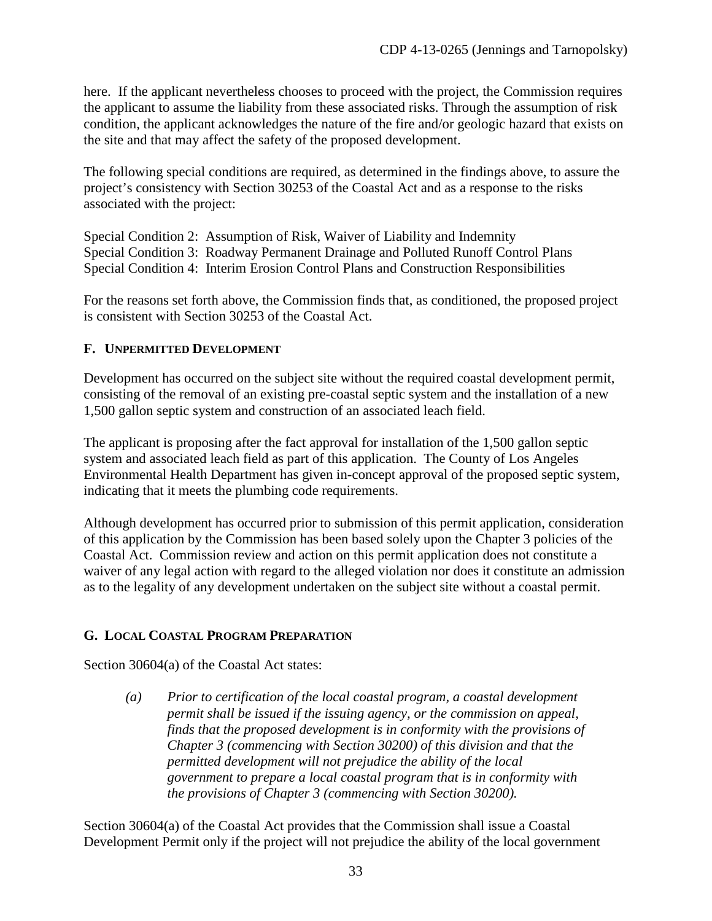here. If the applicant nevertheless chooses to proceed with the project, the Commission requires the applicant to assume the liability from these associated risks. Through the assumption of risk condition, the applicant acknowledges the nature of the fire and/or geologic hazard that exists on the site and that may affect the safety of the proposed development.

The following special conditions are required, as determined in the findings above, to assure the project's consistency with Section 30253 of the Coastal Act and as a response to the risks associated with the project:

Special Condition 2: Assumption of Risk, Waiver of Liability and Indemnity
Special Condition 3: Roadway Permanent Drainage and Polluted Runoff Control Plans
Special Condition 4: Interim Erosion Control Plans and Construction Responsibilities

For the reasons set forth above, the Commission finds that, as conditioned, the proposed project is consistent with Section 30253 of the Coastal Act.

### F. UNPERMITTED DEVELOPMENT

Development has occurred on the subject site without the required coastal development permit, consisting of the removal of an existing pre-coastal septic system and the installation of a new 1,500 gallon septic system and construction of an associated leach field.

The applicant is proposing after the fact approval for installation of the 1,500 gallon septic system and associated leach field as part of this application. The County of Los Angeles Environmental Health Department has given in-concept approval of the proposed septic system, indicating that it meets the plumbing code requirements.

Although development has occurred prior to submission of this permit application, consideration of this application by the Commission has been based solely upon the Chapter 3 policies of the Coastal Act. Commission review and action on this permit application does not constitute a waiver of any legal action with regard to the alleged violation nor does it constitute an admission as to the legality of any development undertaken on the subject site without a coastal permit.

### G. LOCAL COASTAL PROGRAM PREPARATION

Section 30604(a) of the Coastal Act states:

> *(a) Prior to certification of the local coastal program, a coastal development permit shall be issued if the issuing agency, or the commission on appeal, finds that the proposed development is in conformity with the provisions of Chapter 3 (commencing with Section 30200) of this division and that the permitted development will not prejudice the ability of the local government to prepare a local coastal program that is in conformity with the provisions of Chapter 3 (commencing with Section 30200).*

Section 30604(a) of the Coastal Act provides that the Commission shall issue a Coastal Development Permit only if the project will not prejudice the ability of the local government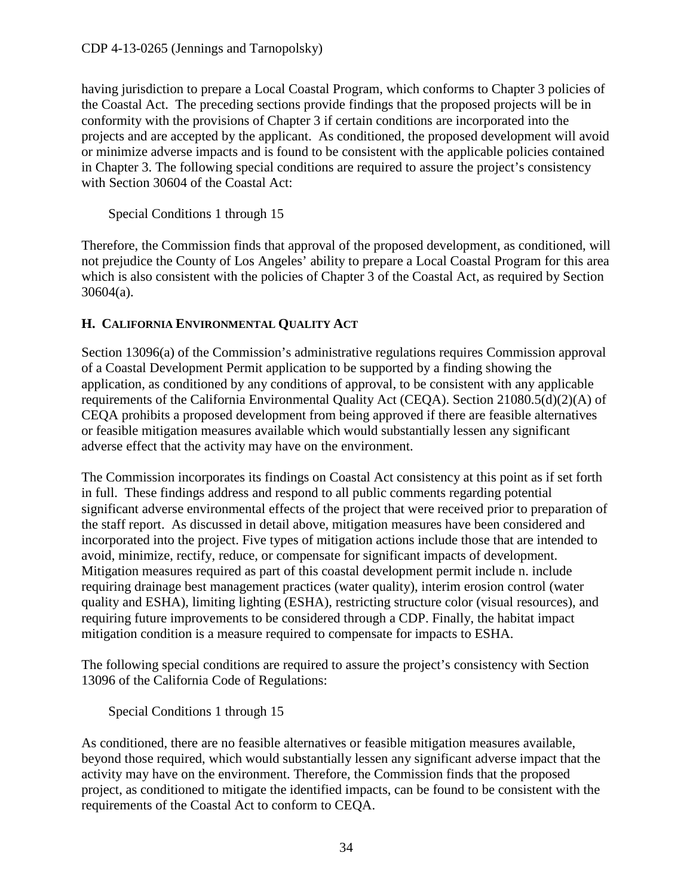having jurisdiction to prepare a Local Coastal Program, which conforms to Chapter 3 policies of the Coastal Act. The preceding sections provide findings that the proposed projects will be in conformity with the provisions of Chapter 3 if certain conditions are incorporated into the projects and are accepted by the applicant. As conditioned, the proposed development will avoid or minimize adverse impacts and is found to be consistent with the applicable policies contained in Chapter 3. The following special conditions are required to assure the project's consistency with Section 30604 of the Coastal Act:

Special Conditions 1 through 15

Therefore, the Commission finds that approval of the proposed development, as conditioned, will not prejudice the County of Los Angeles' ability to prepare a Local Coastal Program for this area which is also consistent with the policies of Chapter 3 of the Coastal Act, as required by Section 30604(a).

### H. California Environmental Quality Act

Section 13096(a) of the Commission's administrative regulations requires Commission approval of a Coastal Development Permit application to be supported by a finding showing the application, as conditioned by any conditions of approval, to be consistent with any applicable requirements of the California Environmental Quality Act (CEQA). Section 21080.5(d)(2)(A) of CEQA prohibits a proposed development from being approved if there are feasible alternatives or feasible mitigation measures available which would substantially lessen any significant adverse effect that the activity may have on the environment.

The Commission incorporates its findings on Coastal Act consistency at this point as if set forth in full. These findings address and respond to all public comments regarding potential significant adverse environmental effects of the project that were received prior to preparation of the staff report. As discussed in detail above, mitigation measures have been considered and incorporated into the project. Five types of mitigation actions include those that are intended to avoid, minimize, rectify, reduce, or compensate for significant impacts of development. Mitigation measures required as part of this coastal development permit include n. include requiring drainage best management practices (water quality), interim erosion control (water quality and ESHA), limiting lighting (ESHA), restricting structure color (visual resources), and requiring future improvements to be considered through a CDP. Finally, the habitat impact mitigation condition is a measure required to compensate for impacts to ESHA.

The following special conditions are required to assure the project's consistency with Section 13096 of the California Code of Regulations:

Special Conditions 1 through 15

As conditioned, there are no feasible alternatives or feasible mitigation measures available, beyond those required, which would substantially lessen any significant adverse impact that the activity may have on the environment. Therefore, the Commission finds that the proposed project, as conditioned to mitigate the identified impacts, can be found to be consistent with the requirements of the Coastal Act to conform to CEQA.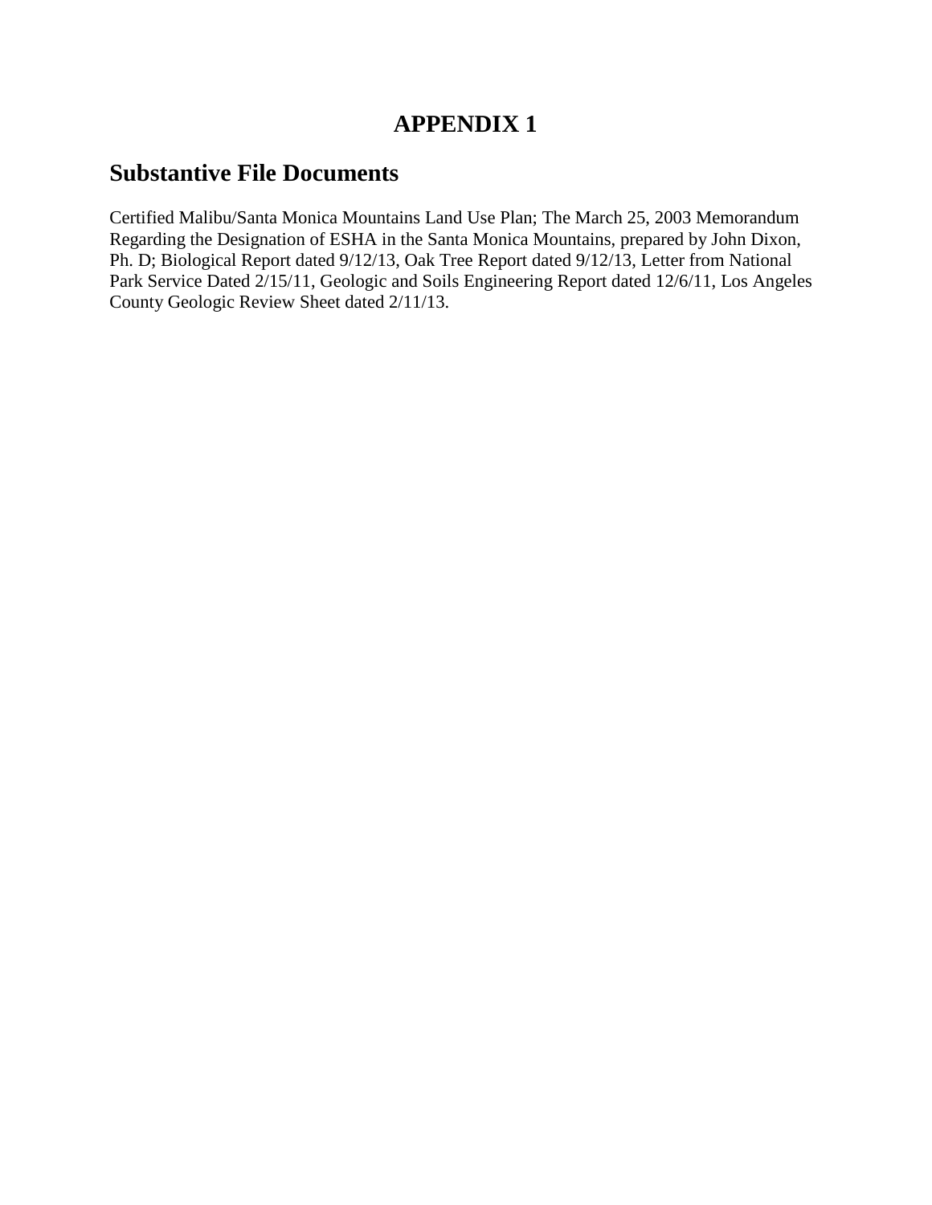# APPENDIX 1

## Substantive File Documents

Certified Malibu/Santa Monica Mountains Land Use Plan; The March 25, 2003 Memorandum Regarding the Designation of ESHA in the Santa Monica Mountains, prepared by John Dixon, Ph. D; Biological Report dated 9/12/13, Oak Tree Report dated 9/12/13, Letter from National Park Service Dated 2/15/11, Geologic and Soils Engineering Report dated 12/6/11, Los Angeles County Geologic Review Sheet dated 2/11/13.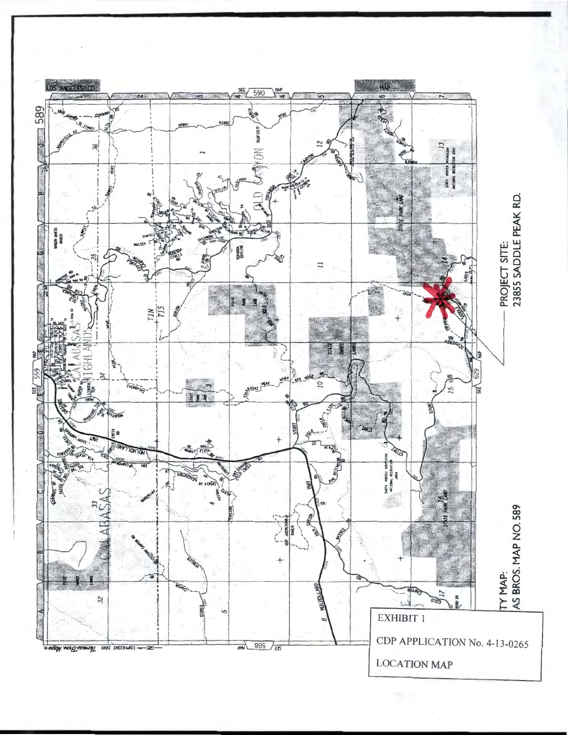PROJECT SITE:
23855 SADDLE PEAK RD.

TY MAP:
AS BROS. MAP NO. 589

EXHIBIT 1

CDP APPLICATION No. 4-13-0265

LOCATION MAP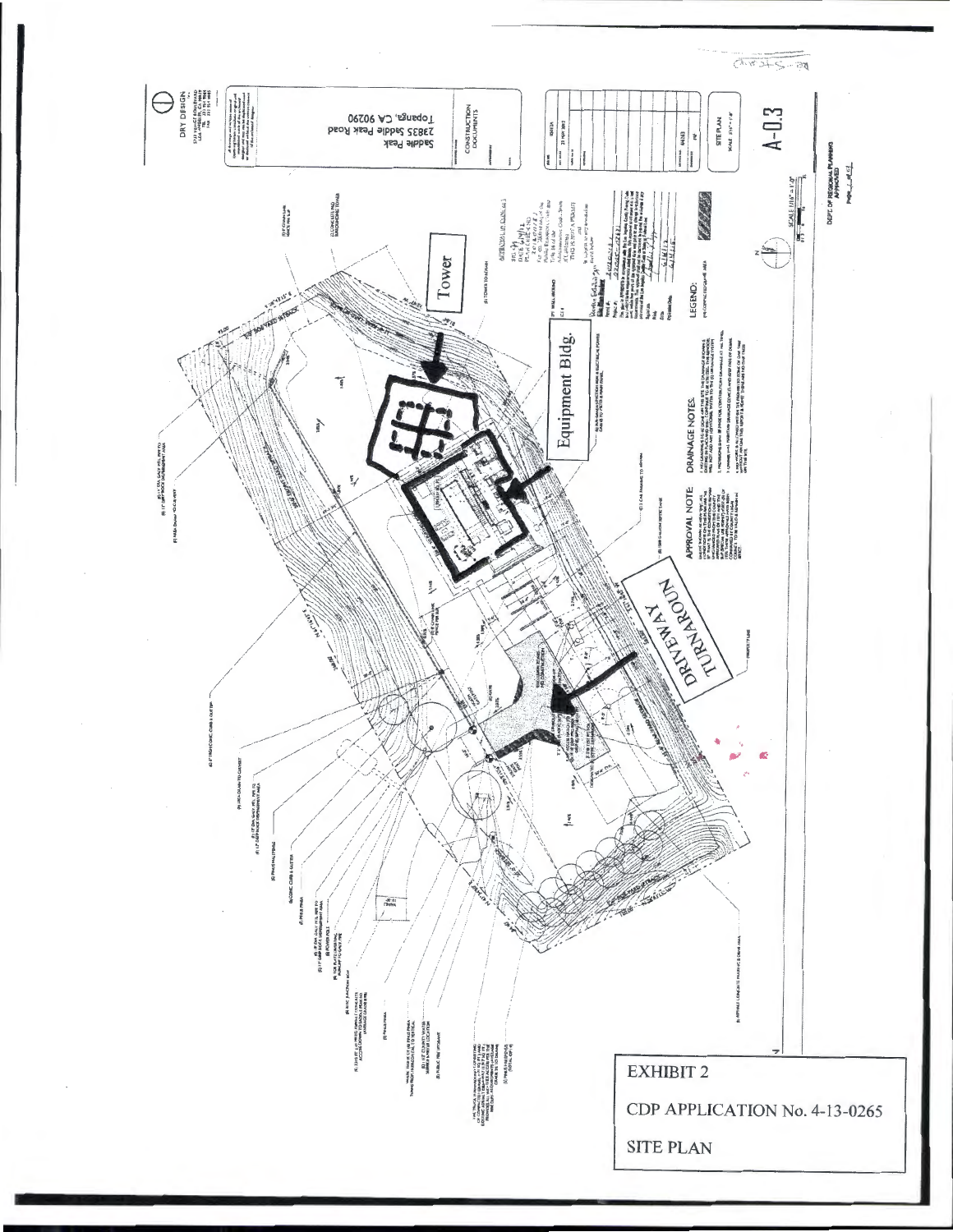DRY DESIGN

Saddle Peak
23835 Saddle Peak Road
Topanga, CA 90290

CONSTRUCTION DOCUMENTS

SITE PLAN

A-0.3

Tower

Equipment Bldg.

DRIVEWAY TURNAROUND

APPROVAL NOTE

DRAINAGE NOTES

LEGEND:

DEPT. OF REGIONAL PLANNING APPROVED

EXHIBIT 2

CDP APPLICATION No. 4-13-0265

SITE PLAN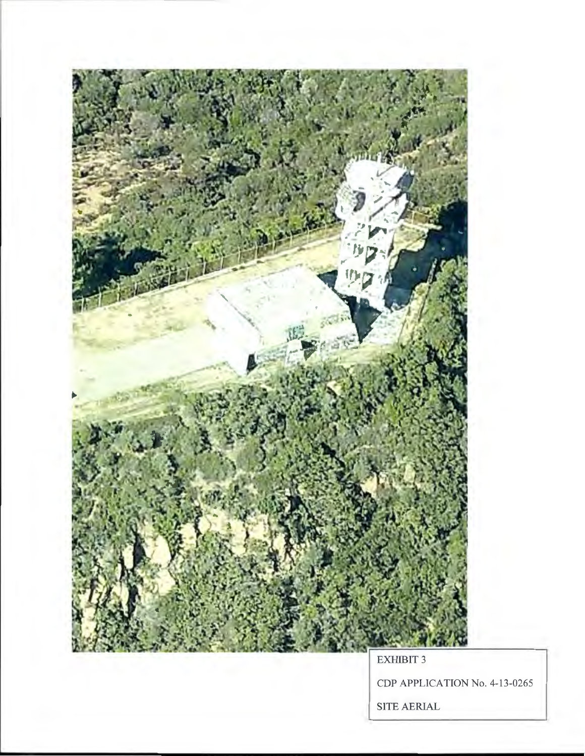EXHIBIT 3

CDP APPLICATION No. 4-13-0265

SITE AERIAL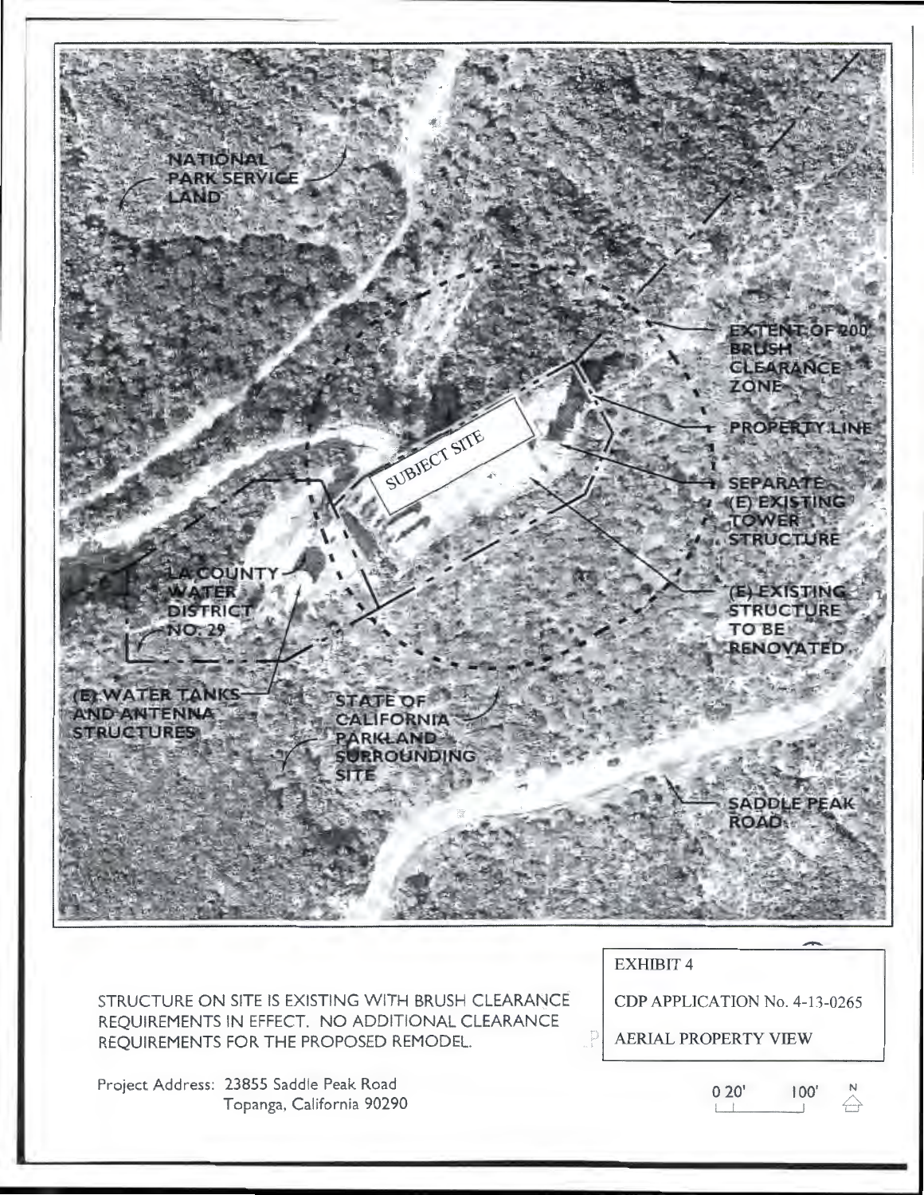NATIONAL PARK SERVICE LAND

EXTENT OF 200' BRUSH CLEARANCE ZONE

PROPERTY LINE

SUBJECT SITE

SEPARATE (E) EXISTING TOWER STRUCTURE

LA COUNTY WATER DISTRICT NO. 29

(E) EXISTING STRUCTURE TO BE RENOVATED

(E) WATER TANKS AND ANTENNA STRUCTURES

STATE OF CALIFORNIA PARKLAND SURROUNDING SITE

SADDLE PEAK ROAD

EXHIBIT 4

CDP APPLICATION No. 4-13-0265

AERIAL PROPERTY VIEW

STRUCTURE ON SITE IS EXISTING WITH BRUSH CLEARANCE REQUIREMENTS IN EFFECT. NO ADDITIONAL CLEARANCE REQUIREMENTS FOR THE PROPOSED REMODEL.

Project Address: 23855 Saddle Peak Road
Topanga, California 90290

0 20' 100' N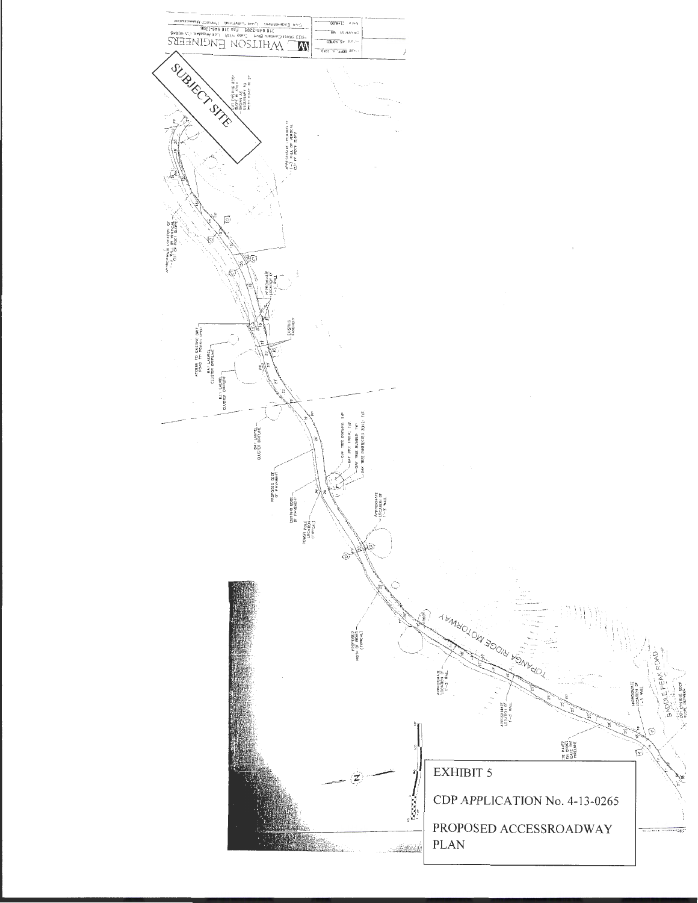WHITSON ENGINEERS

SUBJECT SITE

TOPANGA RIDGE MOTORWAY

SADDLE PEAK ROAD

EXHIBIT 5

CDP APPLICATION No. 4-13-0265

PROPOSED ACCESSROADWAY PLAN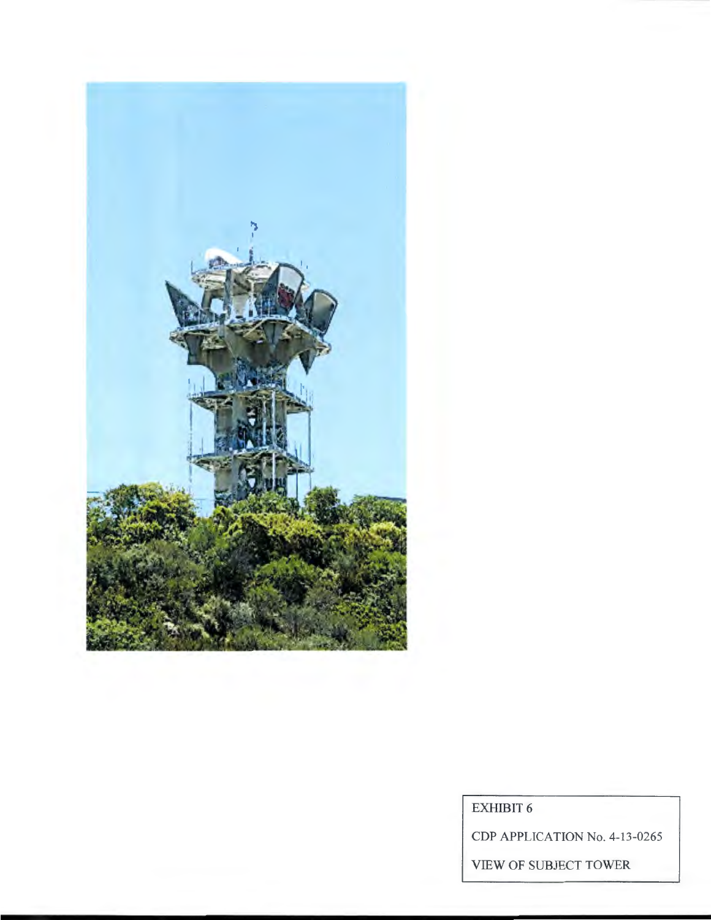EXHIBIT 6

CDP APPLICATION No. 4-13-0265

VIEW OF SUBJECT TOWER